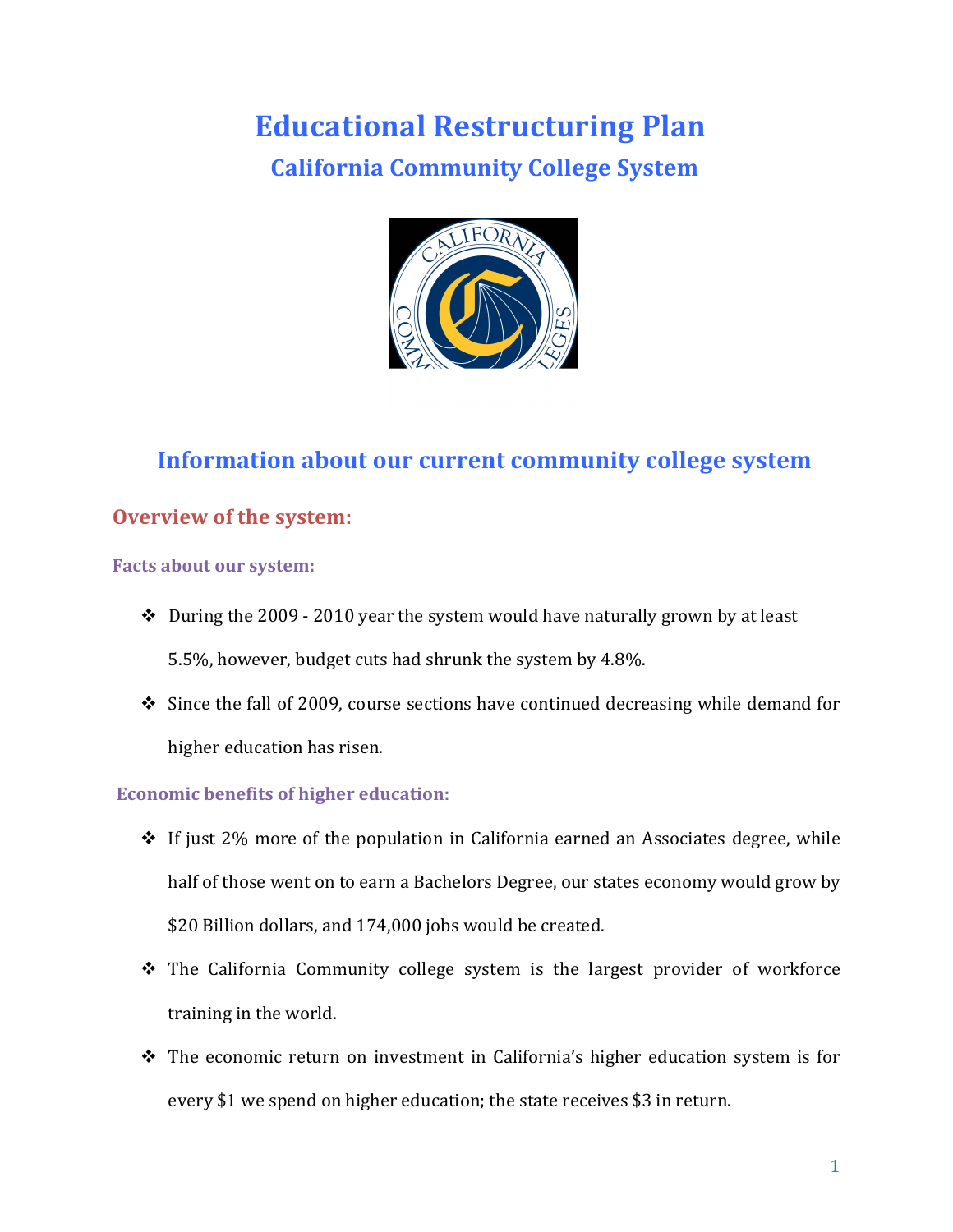# Educational Restructuring Plan

## California Community College System

## Information about our current community college system

### Overview of the system:

#### Facts about our system:

- During the 2009 - 2010 year the system would have naturally grown by at least 5.5%, however, budget cuts had shrunk the system by 4.8%.
- Since the fall of 2009, course sections have continued decreasing while demand for higher education has risen.

#### Economic benefits of higher education:

- If just 2% more of the population in California earned an Associates degree, while half of those went on to earn a Bachelors Degree, our states economy would grow by $20 Billion dollars, and 174,000 jobs would be created.
- The California Community college system is the largest provider of workforce training in the world.
- The economic return on investment in California's higher education system is for every $1 we spend on higher education; the state receives $3 in return.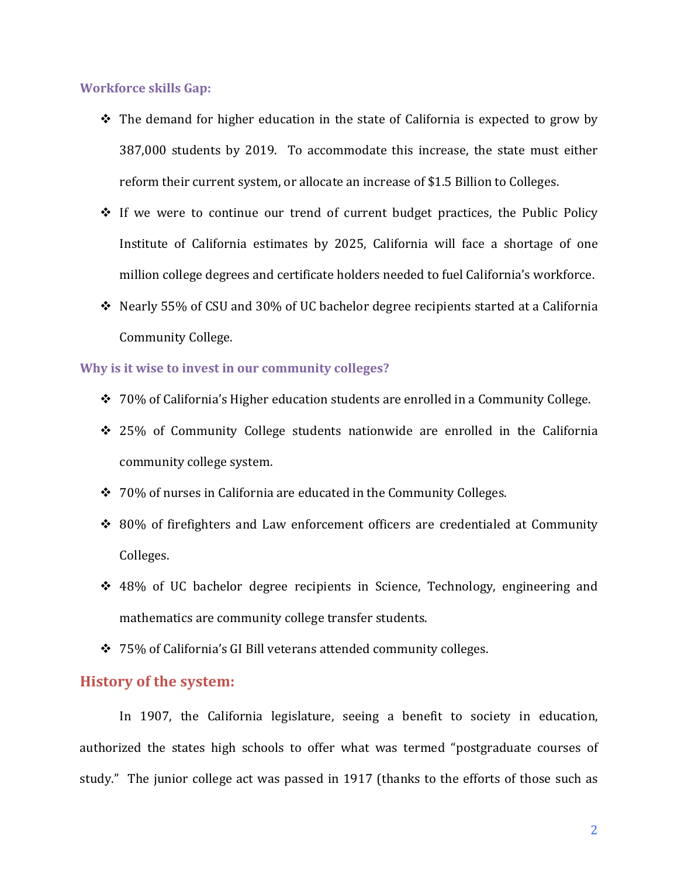### Workforce skills Gap:

- The demand for higher education in the state of California is expected to grow by 387,000 students by 2019. To accommodate this increase, the state must either reform their current system, or allocate an increase of $1.5 Billion to Colleges.
- If we were to continue our trend of current budget practices, the Public Policy Institute of California estimates by 2025, California will face a shortage of one million college degrees and certificate holders needed to fuel California's workforce.
- Nearly 55% of CSU and 30% of UC bachelor degree recipients started at a California Community College.

### Why is it wise to invest in our community colleges?

- 70% of California's Higher education students are enrolled in a Community College.
- 25% of Community College students nationwide are enrolled in the California community college system.
- 70% of nurses in California are educated in the Community Colleges.
- 80% of firefighters and Law enforcement officers are credentialed at Community Colleges.
- 48% of UC bachelor degree recipients in Science, Technology, engineering and mathematics are community college transfer students.
- 75% of California's GI Bill veterans attended community colleges.

## History of the system:

In 1907, the California legislature, seeing a benefit to society in education, authorized the states high schools to offer what was termed "postgraduate courses of study." The junior college act was passed in 1917 (thanks to the efforts of those such as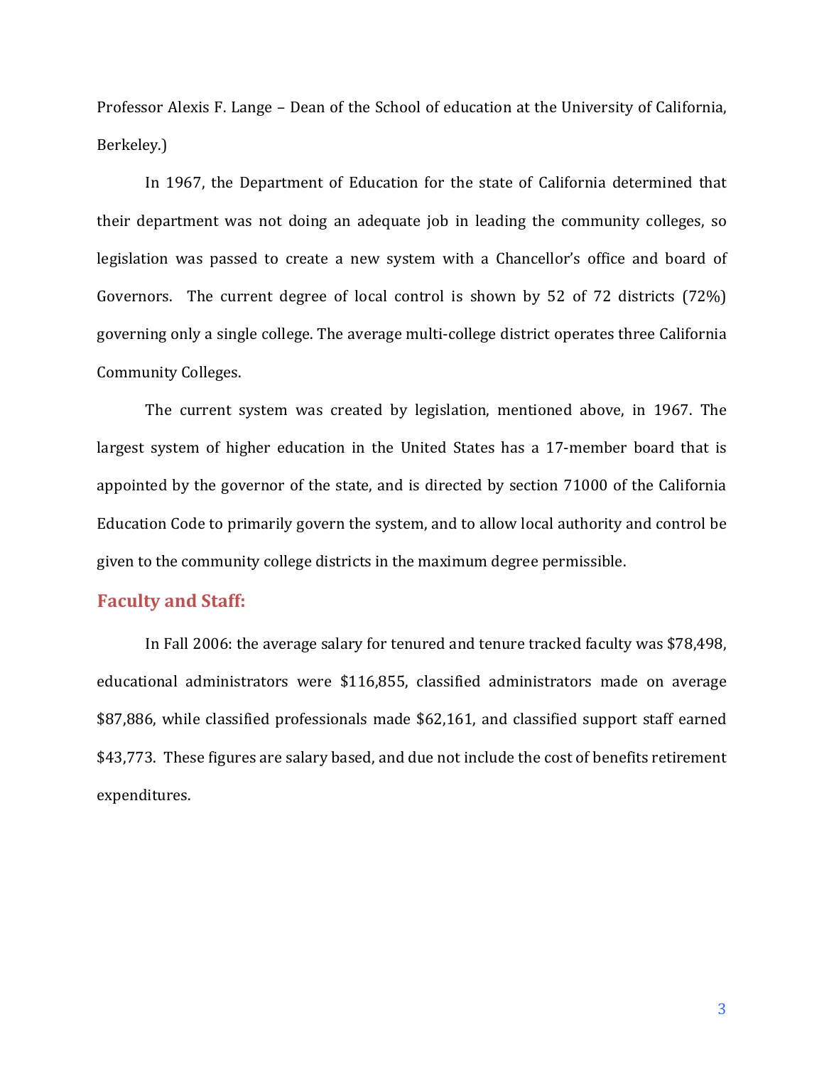Professor Alexis F. Lange – Dean of the School of education at the University of California, Berkeley.)

In 1967, the Department of Education for the state of California determined that their department was not doing an adequate job in leading the community colleges, so legislation was passed to create a new system with a Chancellor's office and board of Governors. The current degree of local control is shown by 52 of 72 districts (72%) governing only a single college. The average multi-college district operates three California Community Colleges.

The current system was created by legislation, mentioned above, in 1967. The largest system of higher education in the United States has a 17-member board that is appointed by the governor of the state, and is directed by section 71000 of the California Education Code to primarily govern the system, and to allow local authority and control be given to the community college districts in the maximum degree permissible.

## Faculty and Staff:

In Fall 2006: the average salary for tenured and tenure tracked faculty was $78,498, educational administrators were $116,855, classified administrators made on average $87,886, while classified professionals made $62,161, and classified support staff earned $43,773. These figures are salary based, and due not include the cost of benefits retirement expenditures.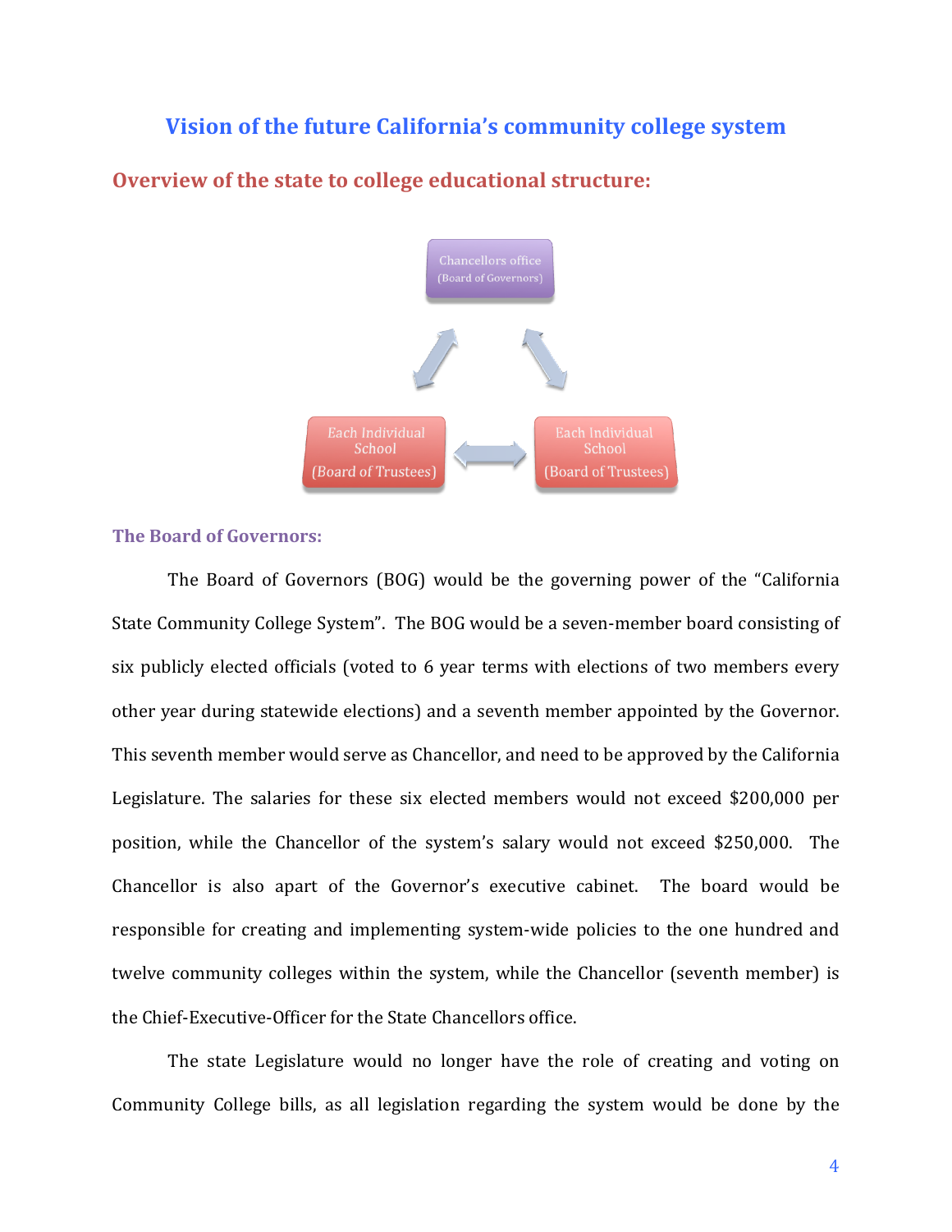# Vision of the future California's community college system

## Overview of the state to college educational structure:

Chancellors office (Board of Governors)

Each Individual School (Board of Trustees)

Each Individual School (Board of Trustees)

### The Board of Governors:

The Board of Governors (BOG) would be the governing power of the "California State Community College System". The BOG would be a seven-member board consisting of six publicly elected officials (voted to 6 year terms with elections of two members every other year during statewide elections) and a seventh member appointed by the Governor. This seventh member would serve as Chancellor, and need to be approved by the California Legislature. The salaries for these six elected members would not exceed $200,000 per position, while the Chancellor of the system's salary would not exceed $250,000. The Chancellor is also apart of the Governor's executive cabinet. The board would be responsible for creating and implementing system-wide policies to the one hundred and twelve community colleges within the system, while the Chancellor (seventh member) is the Chief-Executive-Officer for the State Chancellors office.

The state Legislature would no longer have the role of creating and voting on Community College bills, as all legislation regarding the system would be done by the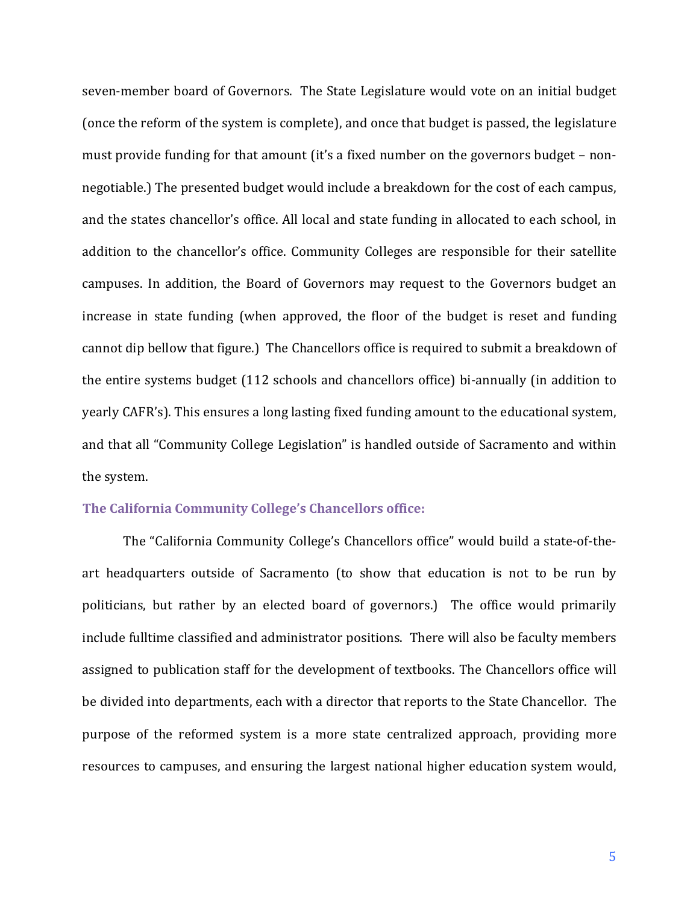seven-member board of Governors. The State Legislature would vote on an initial budget (once the reform of the system is complete), and once that budget is passed, the legislature must provide funding for that amount (it's a fixed number on the governors budget – non-negotiable.) The presented budget would include a breakdown for the cost of each campus, and the states chancellor's office. All local and state funding in allocated to each school, in addition to the chancellor's office. Community Colleges are responsible for their satellite campuses. In addition, the Board of Governors may request to the Governors budget an increase in state funding (when approved, the floor of the budget is reset and funding cannot dip bellow that figure.) The Chancellors office is required to submit a breakdown of the entire systems budget (112 schools and chancellors office) bi-annually (in addition to yearly CAFR's). This ensures a long lasting fixed funding amount to the educational system, and that all "Community College Legislation" is handled outside of Sacramento and within the system.

### The California Community College's Chancellors office:

The "California Community College's Chancellors office" would build a state-of-the-art headquarters outside of Sacramento (to show that education is not to be run by politicians, but rather by an elected board of governors.) The office would primarily include fulltime classified and administrator positions. There will also be faculty members assigned to publication staff for the development of textbooks. The Chancellors office will be divided into departments, each with a director that reports to the State Chancellor. The purpose of the reformed system is a more state centralized approach, providing more resources to campuses, and ensuring the largest national higher education system would,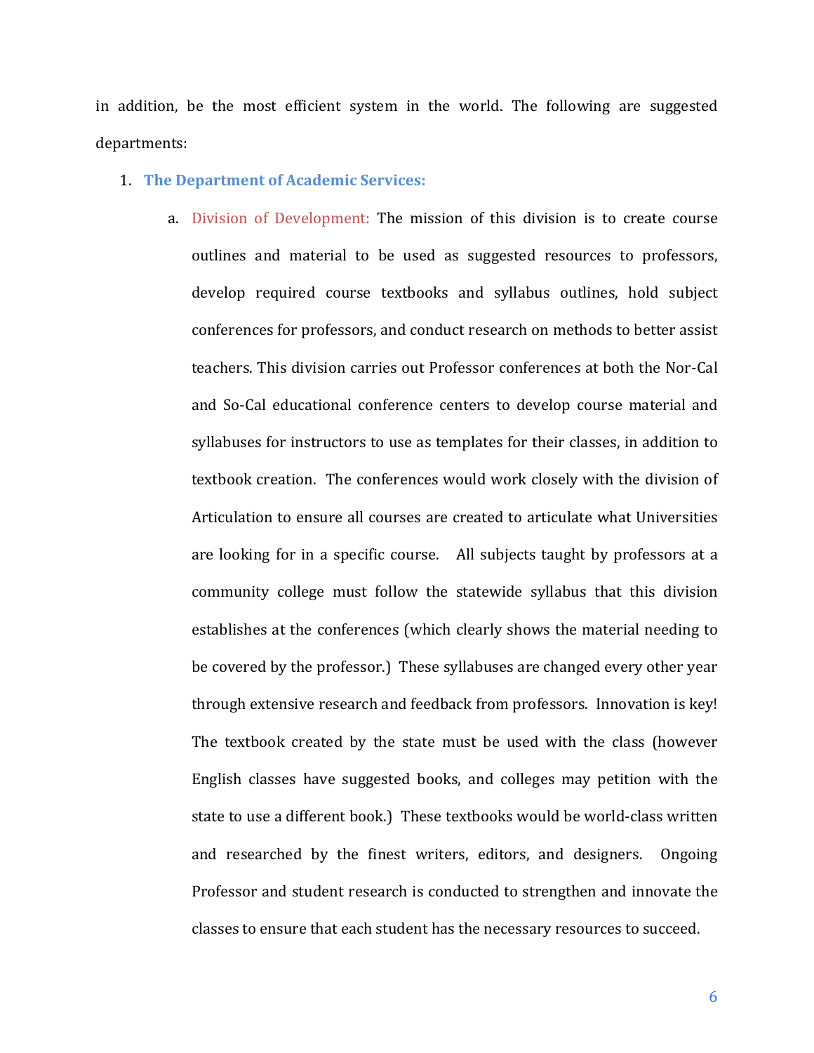in addition, be the most efficient system in the world. The following are suggested departments:

1. **The Department of Academic Services:**

    a. Division of Development: The mission of this division is to create course outlines and material to be used as suggested resources to professors, develop required course textbooks and syllabus outlines, hold subject conferences for professors, and conduct research on methods to better assist teachers. This division carries out Professor conferences at both the Nor-Cal and So-Cal educational conference centers to develop course material and syllabuses for instructors to use as templates for their classes, in addition to textbook creation. The conferences would work closely with the division of Articulation to ensure all courses are created to articulate what Universities are looking for in a specific course. All subjects taught by professors at a community college must follow the statewide syllabus that this division establishes at the conferences (which clearly shows the material needing to be covered by the professor.) These syllabuses are changed every other year through extensive research and feedback from professors. Innovation is key! The textbook created by the state must be used with the class (however English classes have suggested books, and colleges may petition with the state to use a different book.) These textbooks would be world-class written and researched by the finest writers, editors, and designers. Ongoing Professor and student research is conducted to strengthen and innovate the classes to ensure that each student has the necessary resources to succeed.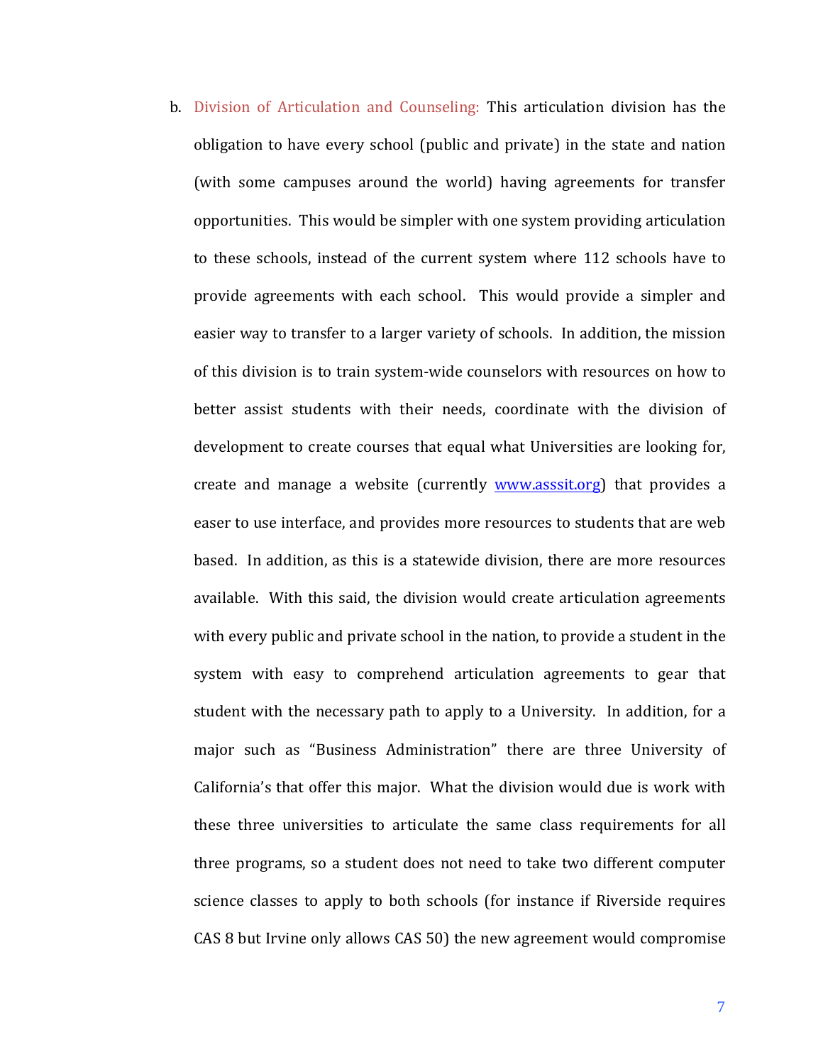b. Division of Articulation and Counseling: This articulation division has the obligation to have every school (public and private) in the state and nation (with some campuses around the world) having agreements for transfer opportunities. This would be simpler with one system providing articulation to these schools, instead of the current system where 112 schools have to provide agreements with each school. This would provide a simpler and easier way to transfer to a larger variety of schools. In addition, the mission of this division is to train system-wide counselors with resources on how to better assist students with their needs, coordinate with the division of development to create courses that equal what Universities are looking for, create and manage a website (currently [www.asssit.org](http://www.asssit.org)) that provides a easer to use interface, and provides more resources to students that are web based. In addition, as this is a statewide division, there are more resources available. With this said, the division would create articulation agreements with every public and private school in the nation, to provide a student in the system with easy to comprehend articulation agreements to gear that student with the necessary path to apply to a University. In addition, for a major such as "Business Administration" there are three University of California's that offer this major. What the division would due is work with these three universities to articulate the same class requirements for all three programs, so a student does not need to take two different computer science classes to apply to both schools (for instance if Riverside requires CAS 8 but Irvine only allows CAS 50) the new agreement would compromise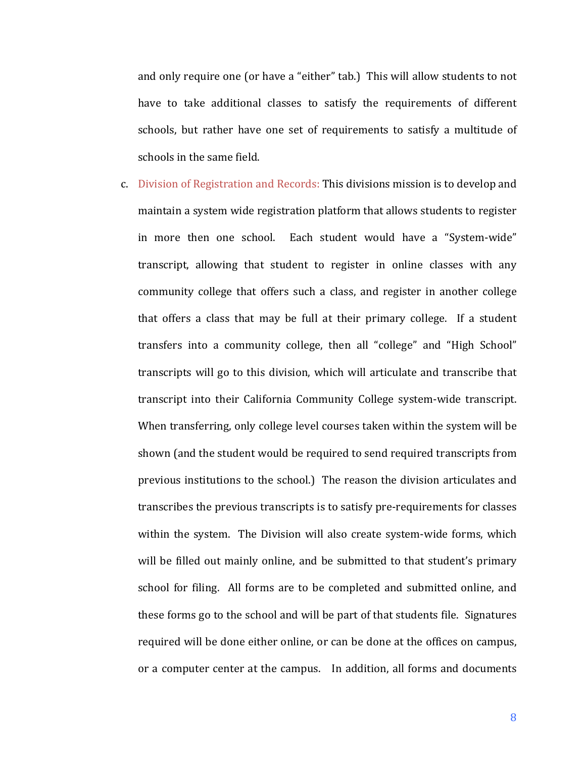and only require one (or have a "either" tab.) This will allow students to not have to take additional classes to satisfy the requirements of different schools, but rather have one set of requirements to satisfy a multitude of schools in the same field.

c. Division of Registration and Records: This divisions mission is to develop and maintain a system wide registration platform that allows students to register in more then one school. Each student would have a "System-wide" transcript, allowing that student to register in online classes with any community college that offers such a class, and register in another college that offers a class that may be full at their primary college. If a student transfers into a community college, then all "college" and "High School" transcripts will go to this division, which will articulate and transcribe that transcript into their California Community College system-wide transcript. When transferring, only college level courses taken within the system will be shown (and the student would be required to send required transcripts from previous institutions to the school.) The reason the division articulates and transcribes the previous transcripts is to satisfy pre-requirements for classes within the system. The Division will also create system-wide forms, which will be filled out mainly online, and be submitted to that student's primary school for filing. All forms are to be completed and submitted online, and these forms go to the school and will be part of that students file. Signatures required will be done either online, or can be done at the offices on campus, or a computer center at the campus. In addition, all forms and documents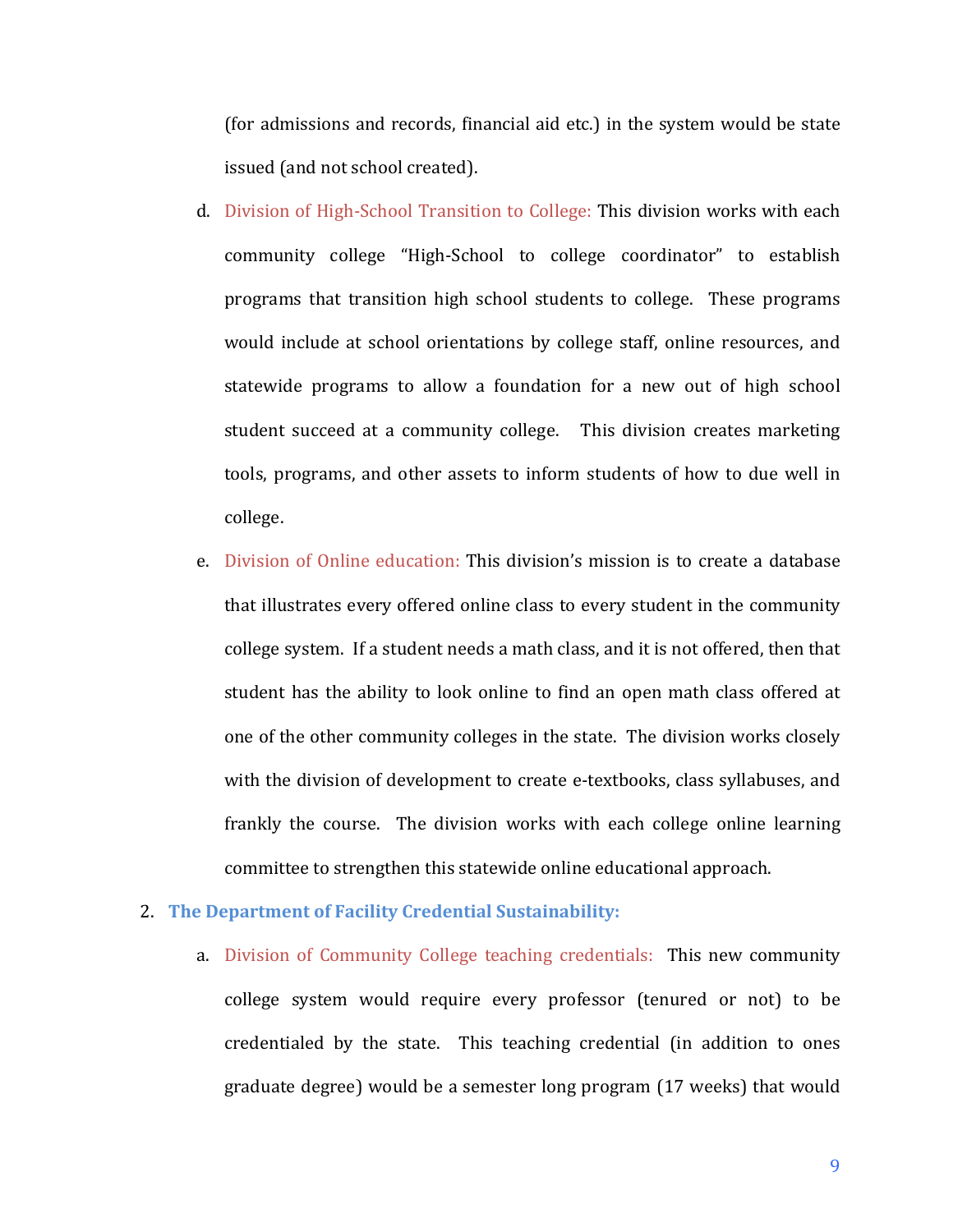(for admissions and records, financial aid etc.) in the system would be state issued (and not school created).

d. Division of High-School Transition to College: This division works with each community college "High-School to college coordinator" to establish programs that transition high school students to college. These programs would include at school orientations by college staff, online resources, and statewide programs to allow a foundation for a new out of high school student succeed at a community college. This division creates marketing tools, programs, and other assets to inform students of how to due well in college.

e. Division of Online education: This division's mission is to create a database that illustrates every offered online class to every student in the community college system. If a student needs a math class, and it is not offered, then that student has the ability to look online to find an open math class offered at one of the other community colleges in the state. The division works closely with the division of development to create e-textbooks, class syllabuses, and frankly the course. The division works with each college online learning committee to strengthen this statewide online educational approach.

2. **The Department of Facility Credential Sustainability:**

   a. Division of Community College teaching credentials: This new community college system would require every professor (tenured or not) to be credentialed by the state. This teaching credential (in addition to ones graduate degree) would be a semester long program (17 weeks) that would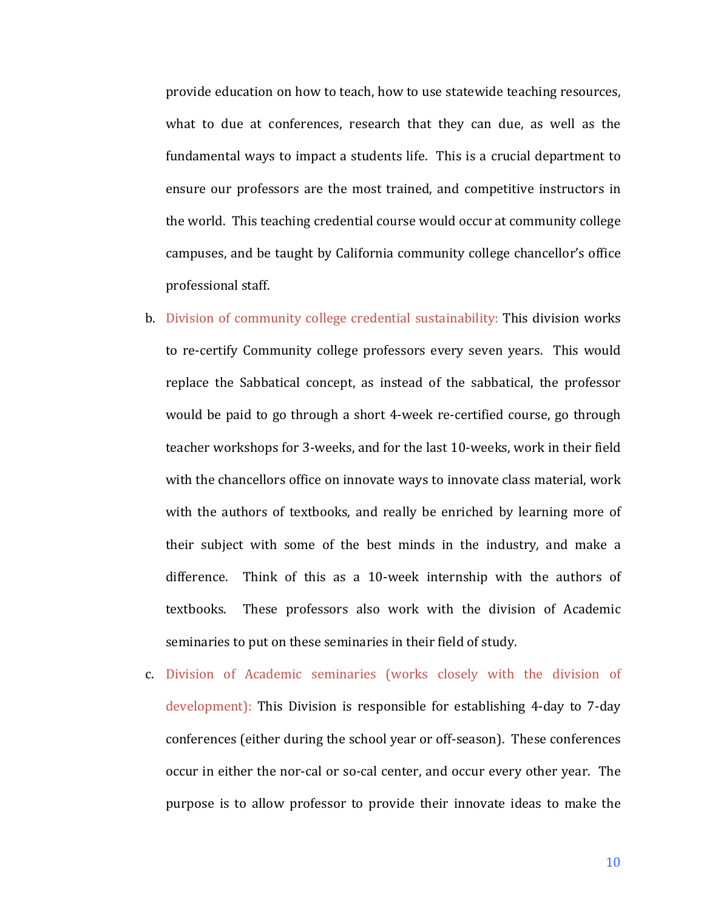provide education on how to teach, how to use statewide teaching resources, what to due at conferences, research that they can due, as well as the fundamental ways to impact a students life. This is a crucial department to ensure our professors are the most trained, and competitive instructors in the world. This teaching credential course would occur at community college campuses, and be taught by California community college chancellor's office professional staff.

b. Division of community college credential sustainability: This division works to re-certify Community college professors every seven years. This would replace the Sabbatical concept, as instead of the sabbatical, the professor would be paid to go through a short 4-week re-certified course, go through teacher workshops for 3-weeks, and for the last 10-weeks, work in their field with the chancellors office on innovate ways to innovate class material, work with the authors of textbooks, and really be enriched by learning more of their subject with some of the best minds in the industry, and make a difference. Think of this as a 10-week internship with the authors of textbooks. These professors also work with the division of Academic seminaries to put on these seminaries in their field of study.

c. Division of Academic seminaries (works closely with the division of development): This Division is responsible for establishing 4-day to 7-day conferences (either during the school year or off-season). These conferences occur in either the nor-cal or so-cal center, and occur every other year. The purpose is to allow professor to provide their innovate ideas to make the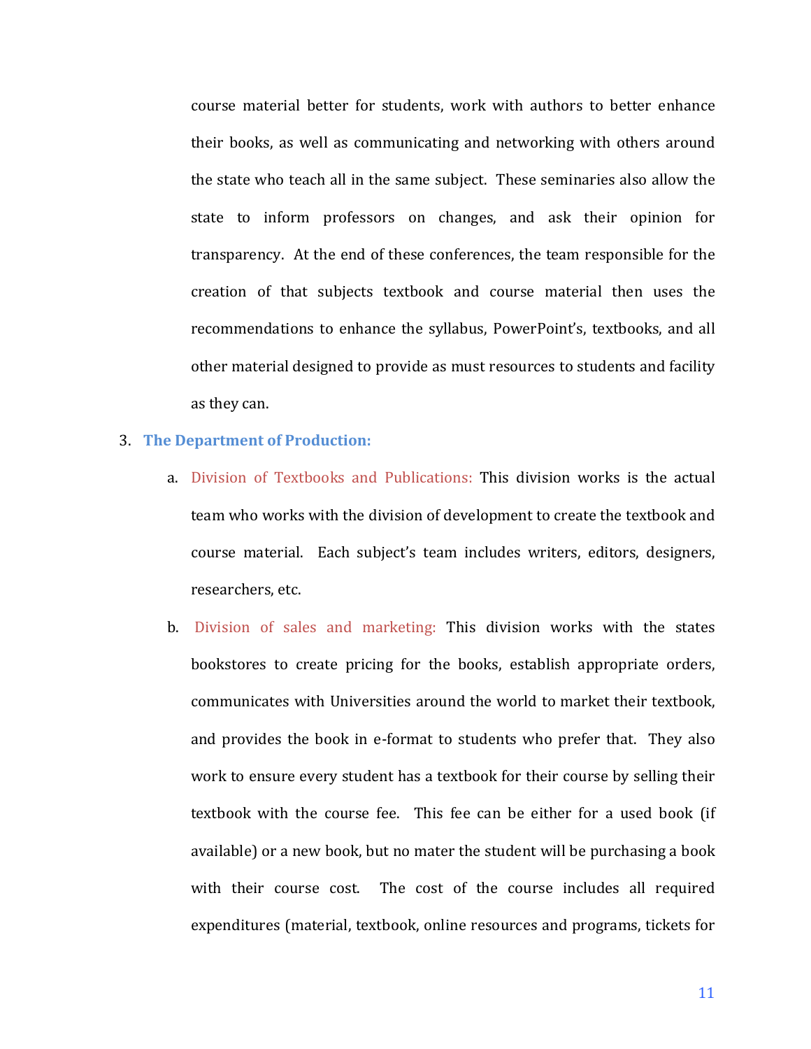course material better for students, work with authors to better enhance their books, as well as communicating and networking with others around the state who teach all in the same subject. These seminaries also allow the state to inform professors on changes, and ask their opinion for transparency. At the end of these conferences, the team responsible for the creation of that subjects textbook and course material then uses the recommendations to enhance the syllabus, PowerPoint's, textbooks, and all other material designed to provide as must resources to students and facility as they can.

3. **The Department of Production:**
   a. Division of Textbooks and Publications: This division works is the actual team who works with the division of development to create the textbook and course material. Each subject's team includes writers, editors, designers, researchers, etc.
   b. Division of sales and marketing: This division works with the states bookstores to create pricing for the books, establish appropriate orders, communicates with Universities around the world to market their textbook, and provides the book in e-format to students who prefer that. They also work to ensure every student has a textbook for their course by selling their textbook with the course fee. This fee can be either for a used book (if available) or a new book, but no mater the student will be purchasing a book with their course cost. The cost of the course includes all required expenditures (material, textbook, online resources and programs, tickets for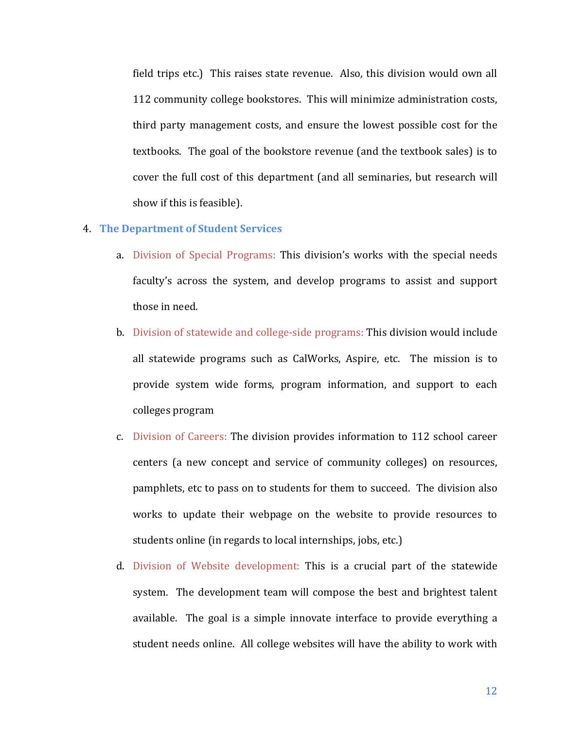field trips etc.) This raises state revenue. Also, this division would own all 112 community college bookstores. This will minimize administration costs, third party management costs, and ensure the lowest possible cost for the textbooks. The goal of the bookstore revenue (and the textbook sales) is to cover the full cost of this department (and all seminaries, but research will show if this is feasible).

4. **The Department of Student Services**

    a. Division of Special Programs: This division's works with the special needs faculty's across the system, and develop programs to assist and support those in need.

    b. Division of statewide and college-side programs: This division would include all statewide programs such as CalWorks, Aspire, etc. The mission is to provide system wide forms, program information, and support to each colleges program

    c. Division of Careers: The division provides information to 112 school career centers (a new concept and service of community colleges) on resources, pamphlets, etc to pass on to students for them to succeed. The division also works to update their webpage on the website to provide resources to students online (in regards to local internships, jobs, etc.)

    d. Division of Website development: This is a crucial part of the statewide system. The development team will compose the best and brightest talent available. The goal is a simple innovate interface to provide everything a student needs online. All college websites will have the ability to work with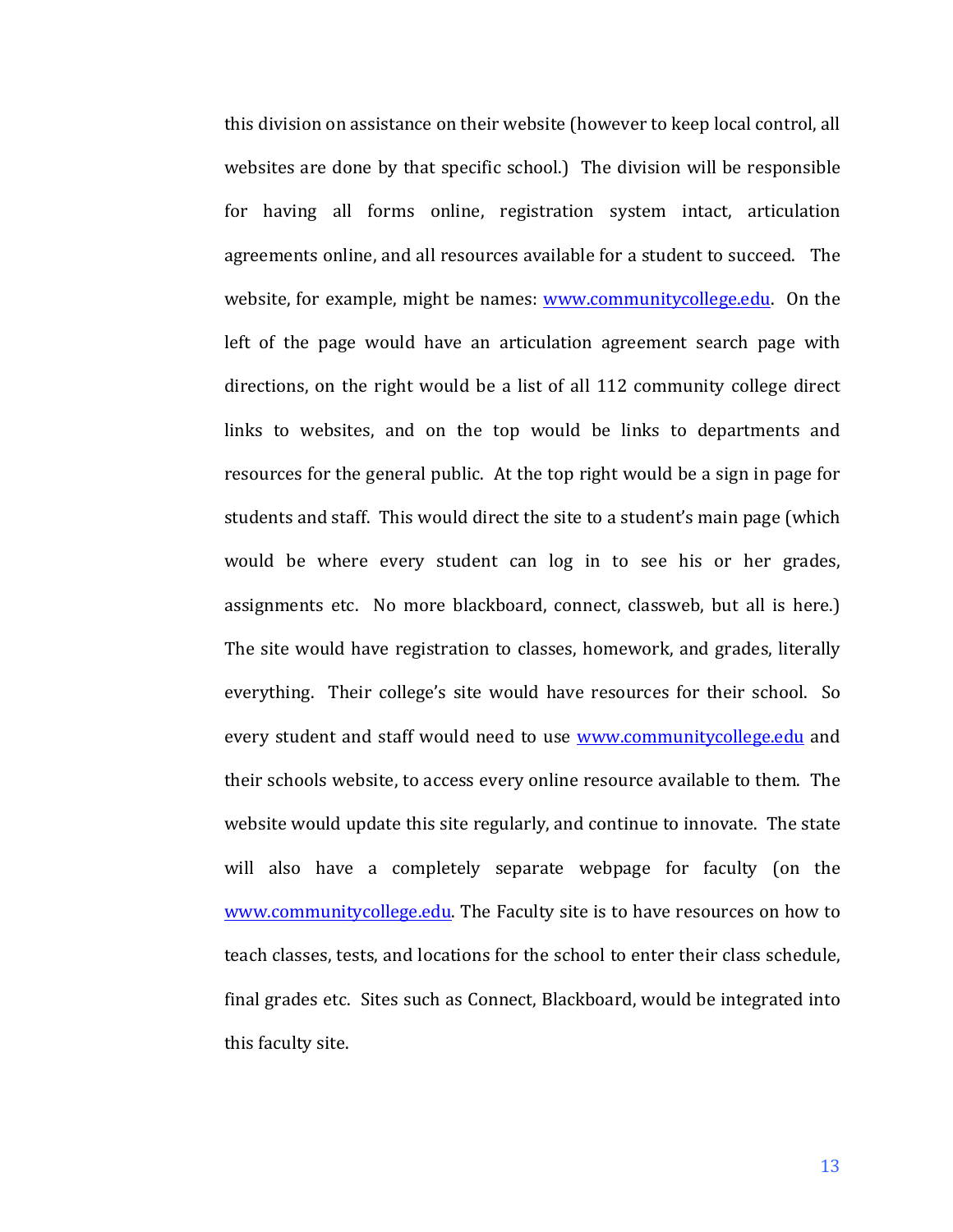this division on assistance on their website (however to keep local control, all websites are done by that specific school.) The division will be responsible for having all forms online, registration system intact, articulation agreements online, and all resources available for a student to succeed. The website, for example, might be names: [www.communitycollege.edu](http://www.communitycollege.edu). On the left of the page would have an articulation agreement search page with directions, on the right would be a list of all 112 community college direct links to websites, and on the top would be links to departments and resources for the general public. At the top right would be a sign in page for students and staff. This would direct the site to a student's main page (which would be where every student can log in to see his or her grades, assignments etc. No more blackboard, connect, classweb, but all is here.) The site would have registration to classes, homework, and grades, literally everything. Their college's site would have resources for their school. So every student and staff would need to use [www.communitycollege.edu](http://www.communitycollege.edu) and their schools website, to access every online resource available to them. The website would update this site regularly, and continue to innovate. The state will also have a completely separate webpage for faculty (on the [www.communitycollege.edu](http://www.communitycollege.edu). The Faculty site is to have resources on how to teach classes, tests, and locations for the school to enter their class schedule, final grades etc. Sites such as Connect, Blackboard, would be integrated into this faculty site.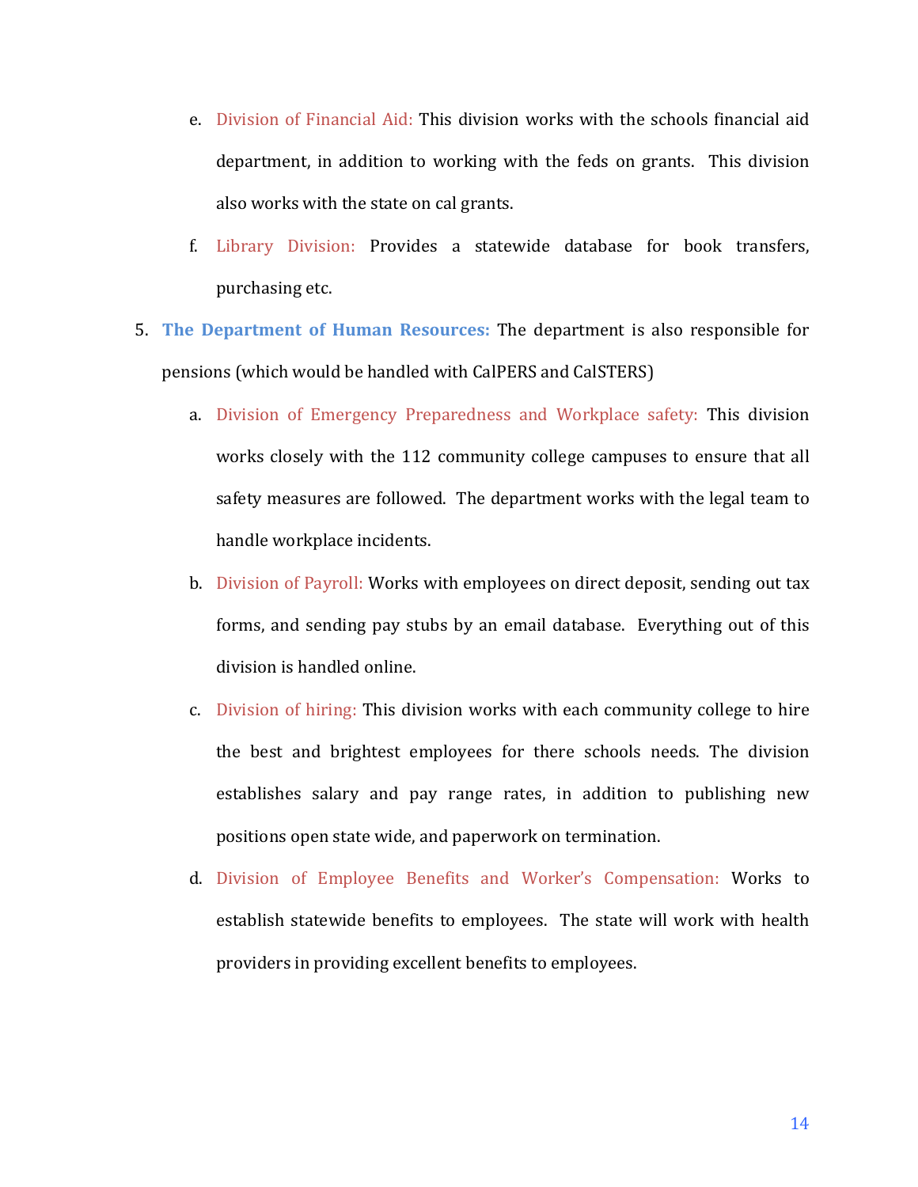e. Division of Financial Aid: This division works with the schools financial aid department, in addition to working with the feds on grants. This division also works with the state on cal grants.

f. Library Division: Provides a statewide database for book transfers, purchasing etc.

5. **The Department of Human Resources:** The department is also responsible for pensions (which would be handled with CalPERS and CalSTERS)

   a. Division of Emergency Preparedness and Workplace safety: This division works closely with the 112 community college campuses to ensure that all safety measures are followed. The department works with the legal team to handle workplace incidents.

   b. Division of Payroll: Works with employees on direct deposit, sending out tax forms, and sending pay stubs by an email database. Everything out of this division is handled online.

   c. Division of hiring: This division works with each community college to hire the best and brightest employees for there schools needs. The division establishes salary and pay range rates, in addition to publishing new positions open state wide, and paperwork on termination.

   d. Division of Employee Benefits and Worker's Compensation: Works to establish statewide benefits to employees. The state will work with health providers in providing excellent benefits to employees.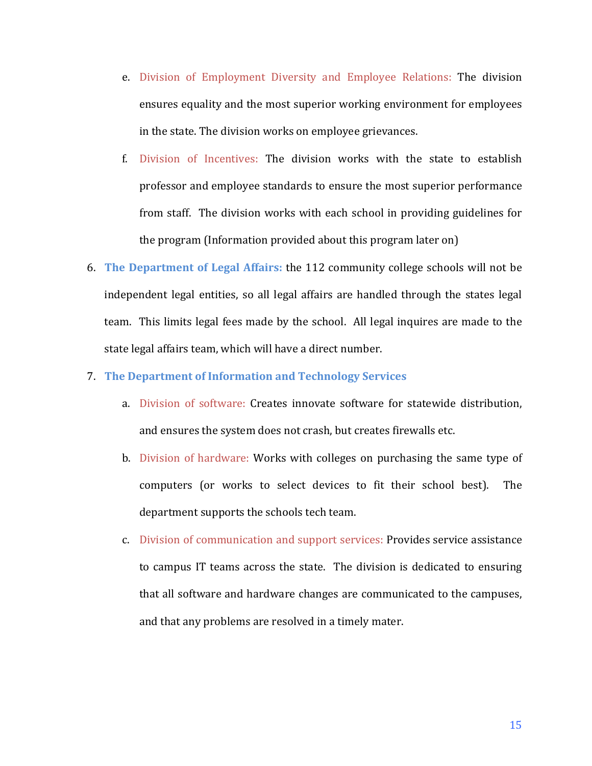e. Division of Employment Diversity and Employee Relations: The division ensures equality and the most superior working environment for employees in the state. The division works on employee grievances.

   f. Division of Incentives: The division works with the state to establish professor and employee standards to ensure the most superior performance from staff. The division works with each school in providing guidelines for the program (Information provided about this program later on)

6. **The Department of Legal Affairs:** the 112 community college schools will not be independent legal entities, so all legal affairs are handled through the states legal team. This limits legal fees made by the school. All legal inquires are made to the state legal affairs team, which will have a direct number.

7. **The Department of Information and Technology Services**

   a. Division of software: Creates innovate software for statewide distribution, and ensures the system does not crash, but creates firewalls etc.

   b. Division of hardware: Works with colleges on purchasing the same type of computers (or works to select devices to fit their school best). The department supports the schools tech team.

   c. Division of communication and support services: Provides service assistance to campus IT teams across the state. The division is dedicated to ensuring that all software and hardware changes are communicated to the campuses, and that any problems are resolved in a timely mater.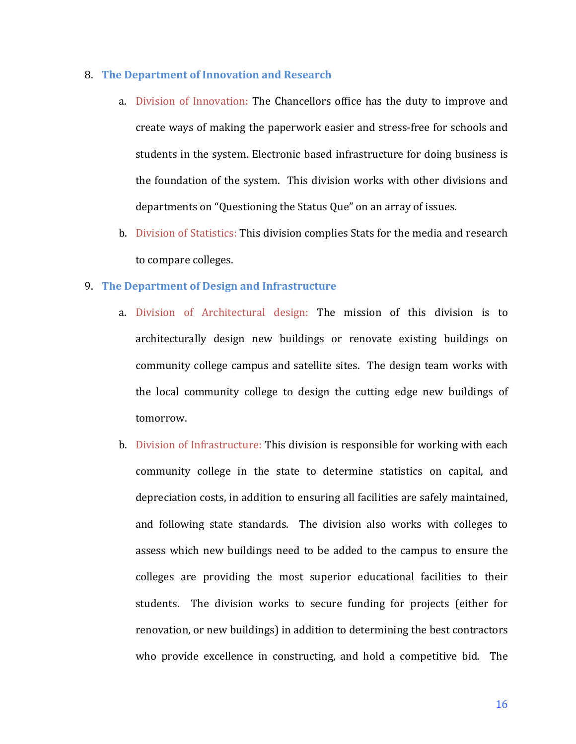8. **The Department of Innovation and Research**

    a. Division of Innovation: The Chancellors office has the duty to improve and create ways of making the paperwork easier and stress-free for schools and students in the system. Electronic based infrastructure for doing business is the foundation of the system. This division works with other divisions and departments on "Questioning the Status Que" on an array of issues.

    b. Division of Statistics: This division complies Stats for the media and research to compare colleges.

9. **The Department of Design and Infrastructure**

    a. Division of Architectural design: The mission of this division is to architecturally design new buildings or renovate existing buildings on community college campus and satellite sites. The design team works with the local community college to design the cutting edge new buildings of tomorrow.

    b. Division of Infrastructure: This division is responsible for working with each community college in the state to determine statistics on capital, and depreciation costs, in addition to ensuring all facilities are safely maintained, and following state standards. The division also works with colleges to assess which new buildings need to be added to the campus to ensure the colleges are providing the most superior educational facilities to their students. The division works to secure funding for projects (either for renovation, or new buildings) in addition to determining the best contractors who provide excellence in constructing, and hold a competitive bid. The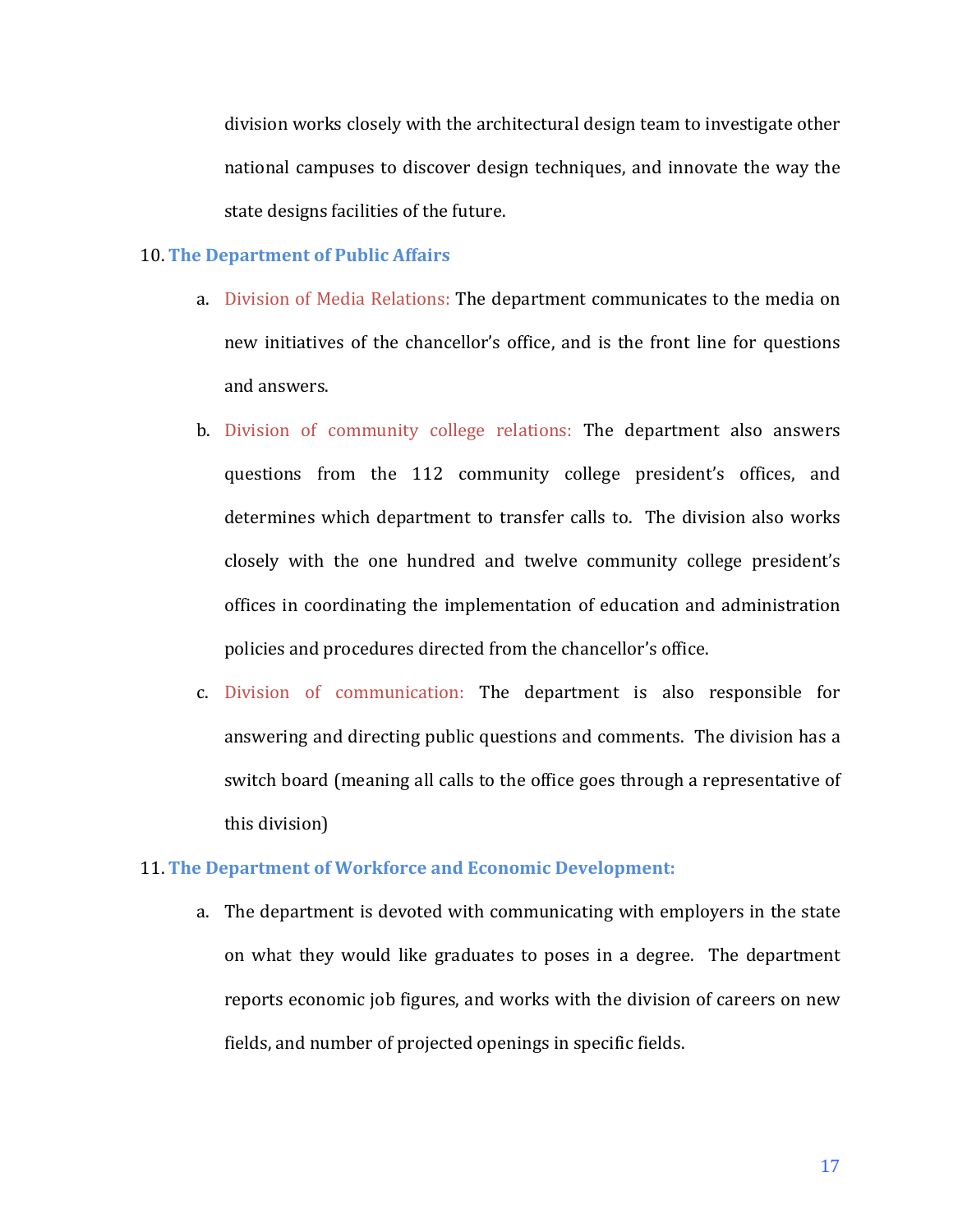division works closely with the architectural design team to investigate other national campuses to discover design techniques, and innovate the way the state designs facilities of the future.

10. **The Department of Public Affairs**

    a. Division of Media Relations: The department communicates to the media on new initiatives of the chancellor's office, and is the front line for questions and answers.

    b. Division of community college relations: The department also answers questions from the 112 community college president's offices, and determines which department to transfer calls to. The division also works closely with the one hundred and twelve community college president's offices in coordinating the implementation of education and administration policies and procedures directed from the chancellor's office.

    c. Division of communication: The department is also responsible for answering and directing public questions and comments. The division has a switch board (meaning all calls to the office goes through a representative of this division)

11. **The Department of Workforce and Economic Development:**

    a. The department is devoted with communicating with employers in the state on what they would like graduates to poses in a degree. The department reports economic job figures, and works with the division of careers on new fields, and number of projected openings in specific fields.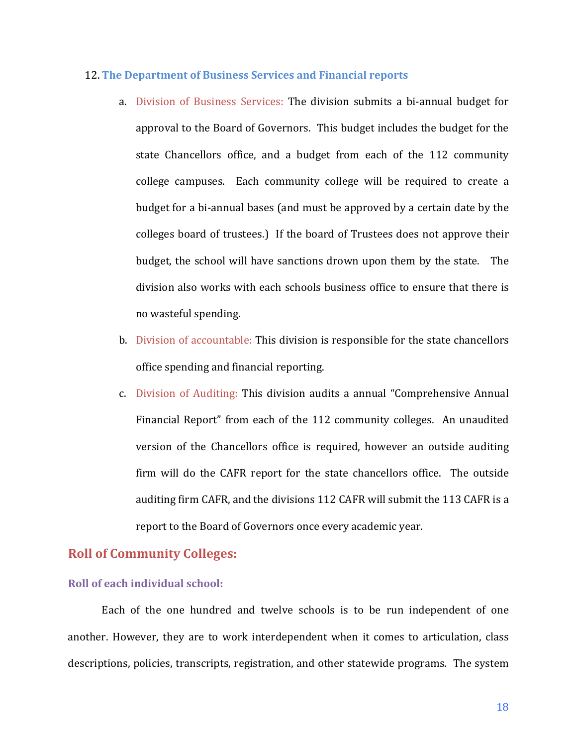12. **The Department of Business Services and Financial reports**

   a. Division of Business Services: The division submits a bi-annual budget for approval to the Board of Governors. This budget includes the budget for the state Chancellors office, and a budget from each of the 112 community college campuses. Each community college will be required to create a budget for a bi-annual bases (and must be approved by a certain date by the colleges board of trustees.) If the board of Trustees does not approve their budget, the school will have sanctions drown upon them by the state. The division also works with each schools business office to ensure that there is no wasteful spending.

   b. Division of accountable: This division is responsible for the state chancellors office spending and financial reporting.

   c. Division of Auditing: This division audits a annual "Comprehensive Annual Financial Report" from each of the 112 community colleges. An unaudited version of the Chancellors office is required, however an outside auditing firm will do the CAFR report for the state chancellors office. The outside auditing firm CAFR, and the divisions 112 CAFR will submit the 113 CAFR is a report to the Board of Governors once every academic year.

## Roll of Community Colleges:

### Roll of each individual school:

Each of the one hundred and twelve schools is to be run independent of one another. However, they are to work interdependent when it comes to articulation, class descriptions, policies, transcripts, registration, and other statewide programs. The system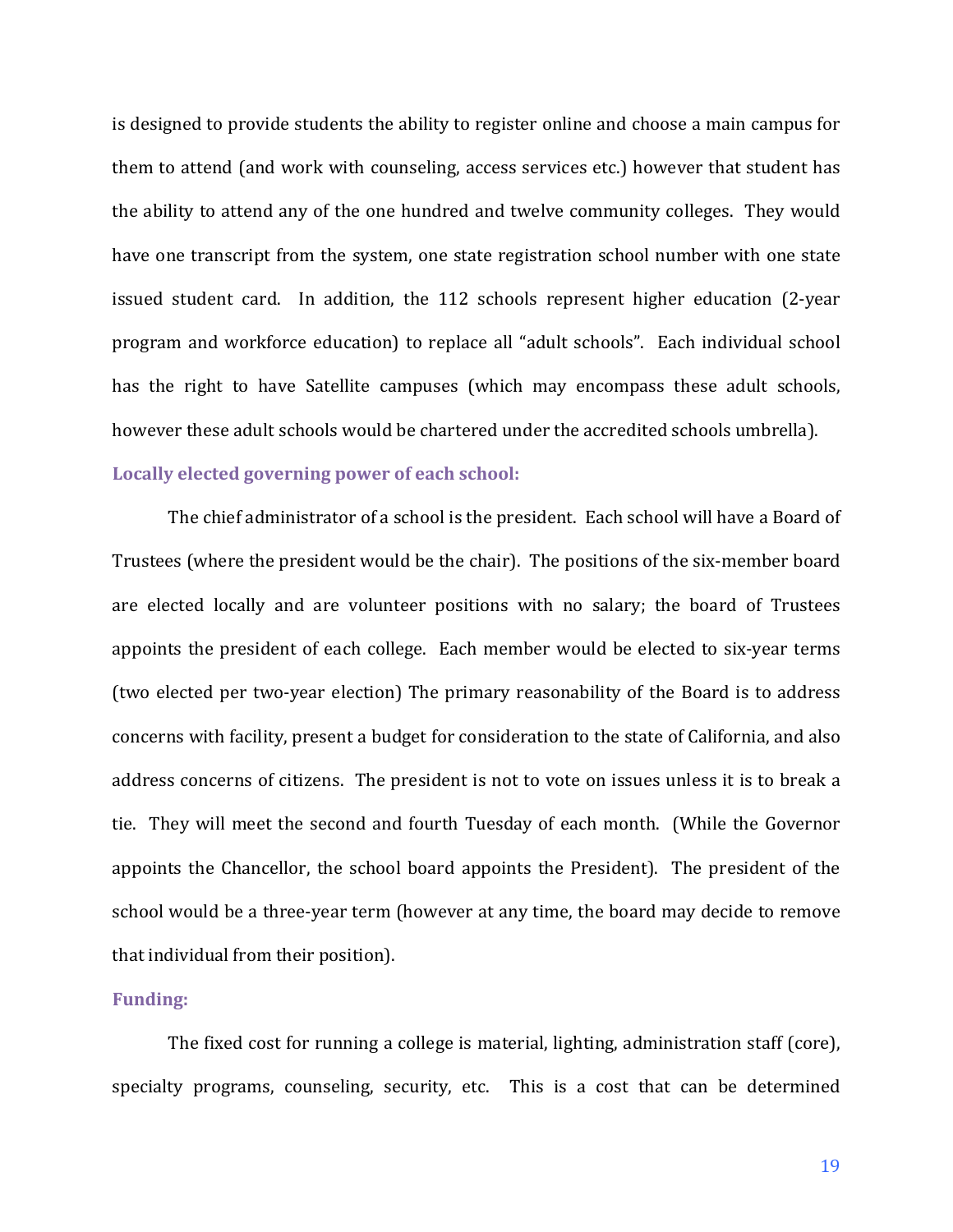is designed to provide students the ability to register online and choose a main campus for them to attend (and work with counseling, access services etc.) however that student has the ability to attend any of the one hundred and twelve community colleges. They would have one transcript from the system, one state registration school number with one state issued student card. In addition, the 112 schools represent higher education (2-year program and workforce education) to replace all "adult schools". Each individual school has the right to have Satellite campuses (which may encompass these adult schools, however these adult schools would be chartered under the accredited schools umbrella).

### Locally elected governing power of each school:

The chief administrator of a school is the president. Each school will have a Board of Trustees (where the president would be the chair). The positions of the six-member board are elected locally and are volunteer positions with no salary; the board of Trustees appoints the president of each college. Each member would be elected to six-year terms (two elected per two-year election) The primary reasonability of the Board is to address concerns with facility, present a budget for consideration to the state of California, and also address concerns of citizens. The president is not to vote on issues unless it is to break a tie. They will meet the second and fourth Tuesday of each month. (While the Governor appoints the Chancellor, the school board appoints the President). The president of the school would be a three-year term (however at any time, the board may decide to remove that individual from their position).

### Funding:

The fixed cost for running a college is material, lighting, administration staff (core), specialty programs, counseling, security, etc. This is a cost that can be determined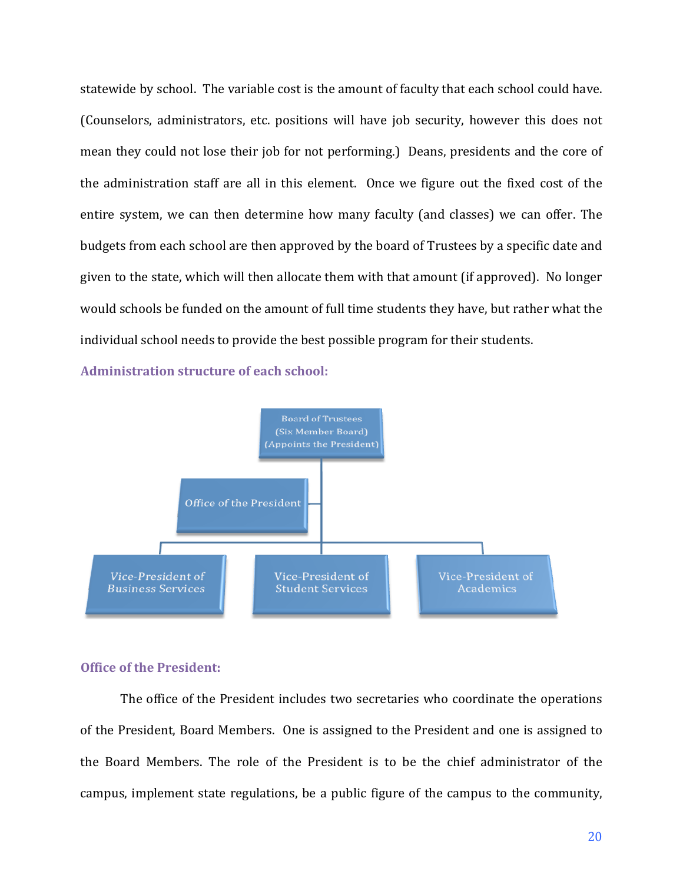statewide by school. The variable cost is the amount of faculty that each school could have. (Counselors, administrators, etc. positions will have job security, however this does not mean they could not lose their job for not performing.) Deans, presidents and the core of the administration staff are all in this element. Once we figure out the fixed cost of the entire system, we can then determine how many faculty (and classes) we can offer. The budgets from each school are then approved by the board of Trustees by a specific date and given to the state, which will then allocate them with that amount (if approved). No longer would schools be funded on the amount of full time students they have, but rather what the individual school needs to provide the best possible program for their students.

### Administration structure of each school:

- Board of Trustees (Six Member Board) (Appoints the President)
  - Office of the President
  - Vice-President of Business Services
  - Vice-President of Student Services
  - Vice-President of Academics

### Office of the President:

The office of the President includes two secretaries who coordinate the operations of the President, Board Members. One is assigned to the President and one is assigned to the Board Members. The role of the President is to be the chief administrator of the campus, implement state regulations, be a public figure of the campus to the community,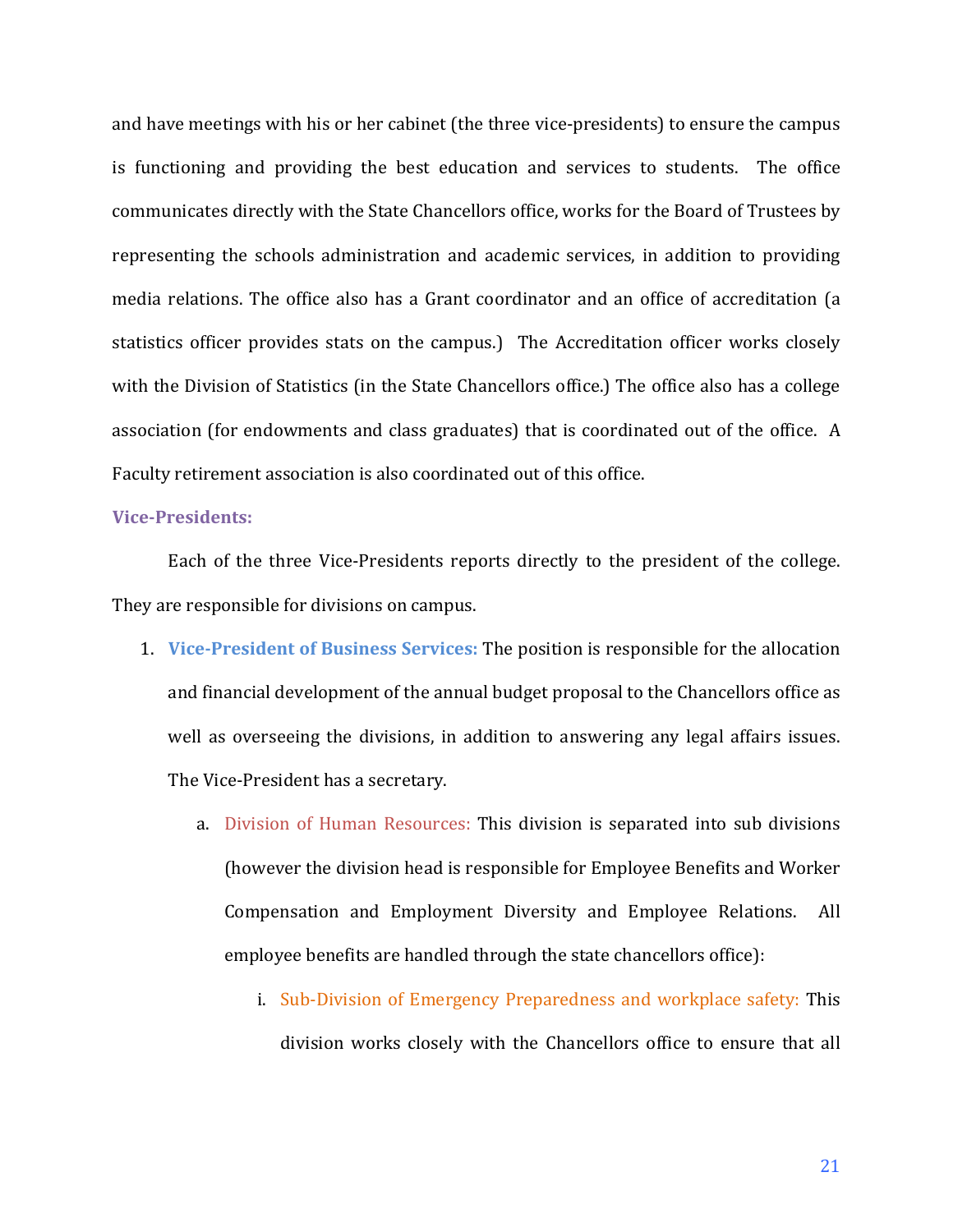and have meetings with his or her cabinet (the three vice-presidents) to ensure the campus is functioning and providing the best education and services to students. The office communicates directly with the State Chancellors office, works for the Board of Trustees by representing the schools administration and academic services, in addition to providing media relations. The office also has a Grant coordinator and an office of accreditation (a statistics officer provides stats on the campus.) The Accreditation officer works closely with the Division of Statistics (in the State Chancellors office.) The office also has a college association (for endowments and class graduates) that is coordinated out of the office. A Faculty retirement association is also coordinated out of this office.

**Vice-Presidents:**

Each of the three Vice-Presidents reports directly to the president of the college. They are responsible for divisions on campus.

1. **Vice-President of Business Services:** The position is responsible for the allocation and financial development of the annual budget proposal to the Chancellors office as well as overseeing the divisions, in addition to answering any legal affairs issues. The Vice-President has a secretary.
    a. Division of Human Resources: This division is separated into sub divisions (however the division head is responsible for Employee Benefits and Worker Compensation and Employment Diversity and Employee Relations. All employee benefits are handled through the state chancellors office):
        i. Sub-Division of Emergency Preparedness and workplace safety: This division works closely with the Chancellors office to ensure that all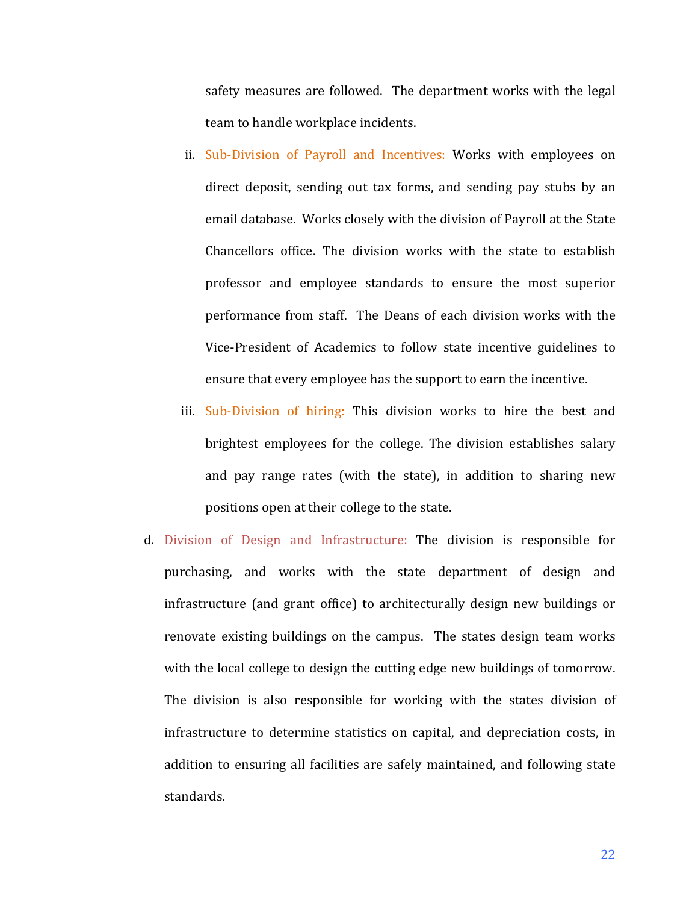safety measures are followed. The department works with the legal team to handle workplace incidents.

ii. Sub-Division of Payroll and Incentives: Works with employees on direct deposit, sending out tax forms, and sending pay stubs by an email database. Works closely with the division of Payroll at the State Chancellors office. The division works with the state to establish professor and employee standards to ensure the most superior performance from staff. The Deans of each division works with the Vice-President of Academics to follow state incentive guidelines to ensure that every employee has the support to earn the incentive.

iii. Sub-Division of hiring: This division works to hire the best and brightest employees for the college. The division establishes salary and pay range rates (with the state), in addition to sharing new positions open at their college to the state.

d. Division of Design and Infrastructure: The division is responsible for purchasing, and works with the state department of design and infrastructure (and grant office) to architecturally design new buildings or renovate existing buildings on the campus. The states design team works with the local college to design the cutting edge new buildings of tomorrow. The division is also responsible for working with the states division of infrastructure to determine statistics on capital, and depreciation costs, in addition to ensuring all facilities are safely maintained, and following state standards.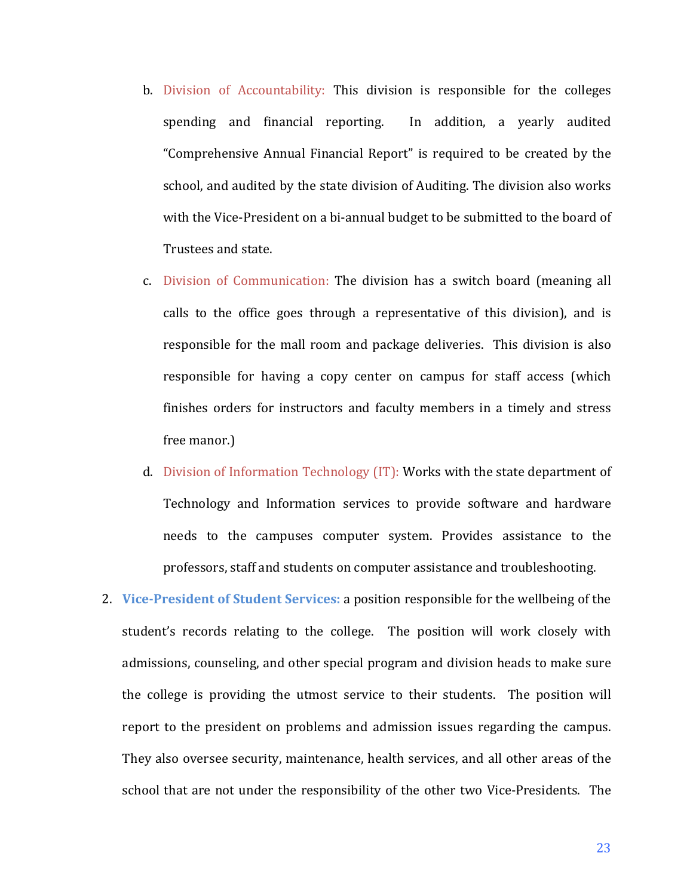b. Division of Accountability: This division is responsible for the colleges spending and financial reporting. In addition, a yearly audited "Comprehensive Annual Financial Report" is required to be created by the school, and audited by the state division of Auditing. The division also works with the Vice-President on a bi-annual budget to be submitted to the board of Trustees and state.

c. Division of Communication: The division has a switch board (meaning all calls to the office goes through a representative of this division), and is responsible for the mall room and package deliveries. This division is also responsible for having a copy center on campus for staff access (which finishes orders for instructors and faculty members in a timely and stress free manor.)

d. Division of Information Technology (IT): Works with the state department of Technology and Information services to provide software and hardware needs to the campuses computer system. Provides assistance to the professors, staff and students on computer assistance and troubleshooting.

2. **Vice-President of Student Services:** a position responsible for the wellbeing of the student's records relating to the college. The position will work closely with admissions, counseling, and other special program and division heads to make sure the college is providing the utmost service to their students. The position will report to the president on problems and admission issues regarding the campus. They also oversee security, maintenance, health services, and all other areas of the school that are not under the responsibility of the other two Vice-Presidents. The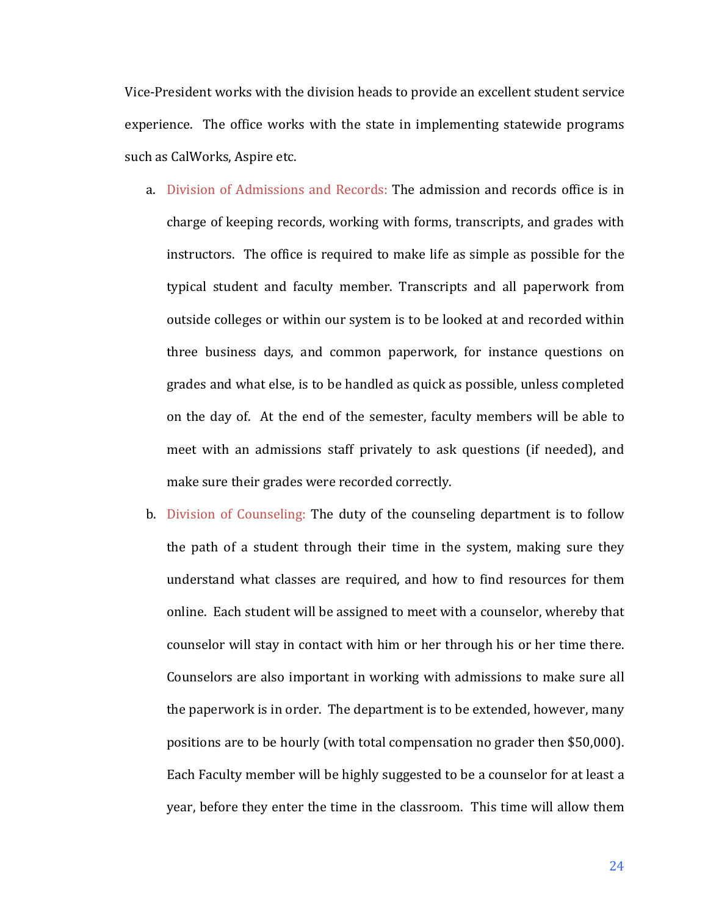Vice-President works with the division heads to provide an excellent student service experience. The office works with the state in implementing statewide programs such as CalWorks, Aspire etc.

a. Division of Admissions and Records: The admission and records office is in charge of keeping records, working with forms, transcripts, and grades with instructors. The office is required to make life as simple as possible for the typical student and faculty member. Transcripts and all paperwork from outside colleges or within our system is to be looked at and recorded within three business days, and common paperwork, for instance questions on grades and what else, is to be handled as quick as possible, unless completed on the day of. At the end of the semester, faculty members will be able to meet with an admissions staff privately to ask questions (if needed), and make sure their grades were recorded correctly.

b. Division of Counseling: The duty of the counseling department is to follow the path of a student through their time in the system, making sure they understand what classes are required, and how to find resources for them online. Each student will be assigned to meet with a counselor, whereby that counselor will stay in contact with him or her through his or her time there. Counselors are also important in working with admissions to make sure all the paperwork is in order. The department is to be extended, however, many positions are to be hourly (with total compensation no grader then $50,000). Each Faculty member will be highly suggested to be a counselor for at least a year, before they enter the time in the classroom. This time will allow them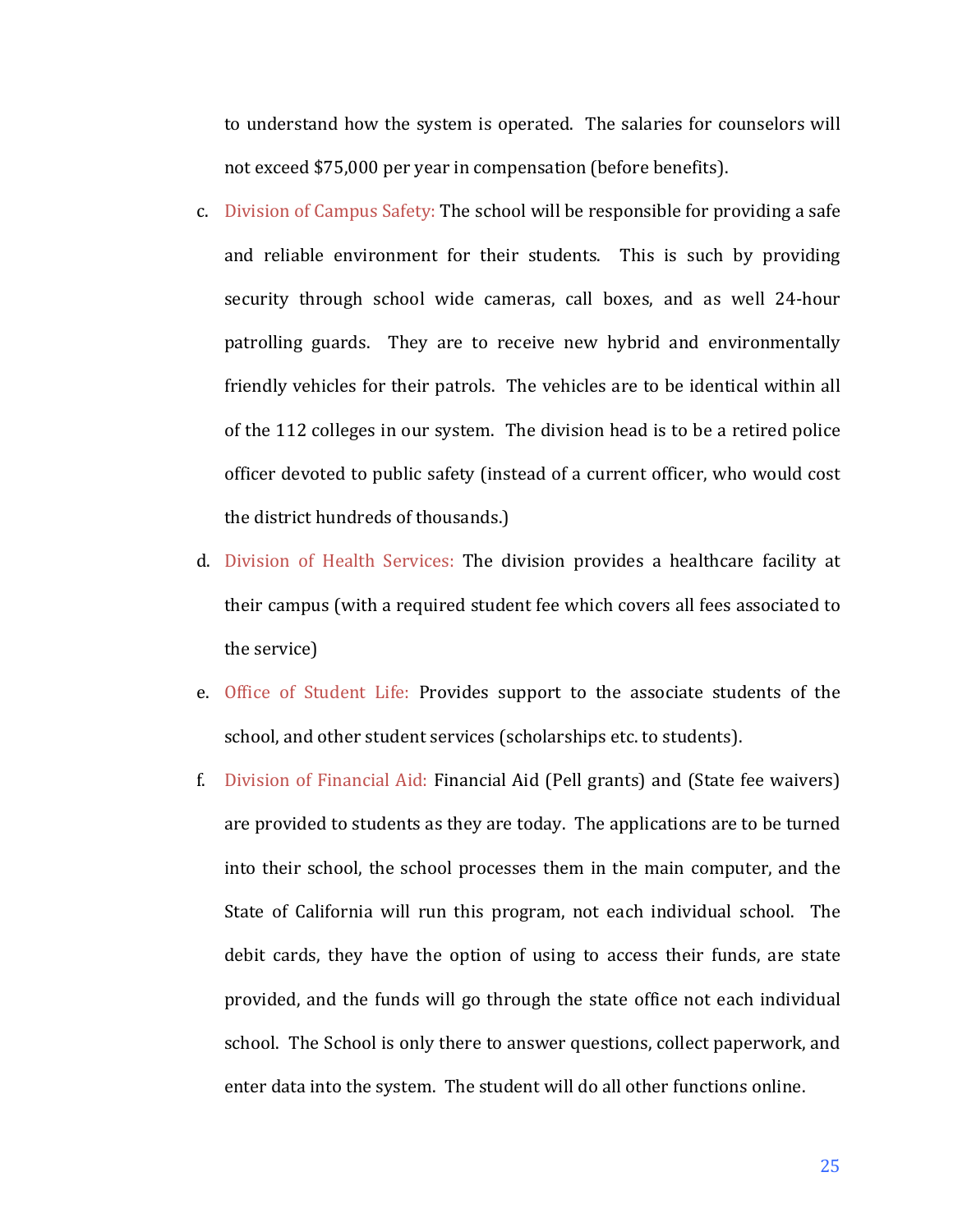to understand how the system is operated. The salaries for counselors will not exceed $75,000 per year in compensation (before benefits).

c. Division of Campus Safety: The school will be responsible for providing a safe and reliable environment for their students. This is such by providing security through school wide cameras, call boxes, and as well 24-hour patrolling guards. They are to receive new hybrid and environmentally friendly vehicles for their patrols. The vehicles are to be identical within all of the 112 colleges in our system. The division head is to be a retired police officer devoted to public safety (instead of a current officer, who would cost the district hundreds of thousands.)

d. Division of Health Services: The division provides a healthcare facility at their campus (with a required student fee which covers all fees associated to the service)

e. Office of Student Life: Provides support to the associate students of the school, and other student services (scholarships etc. to students).

f. Division of Financial Aid: Financial Aid (Pell grants) and (State fee waivers) are provided to students as they are today. The applications are to be turned into their school, the school processes them in the main computer, and the State of California will run this program, not each individual school. The debit cards, they have the option of using to access their funds, are state provided, and the funds will go through the state office not each individual school. The School is only there to answer questions, collect paperwork, and enter data into the system. The student will do all other functions online.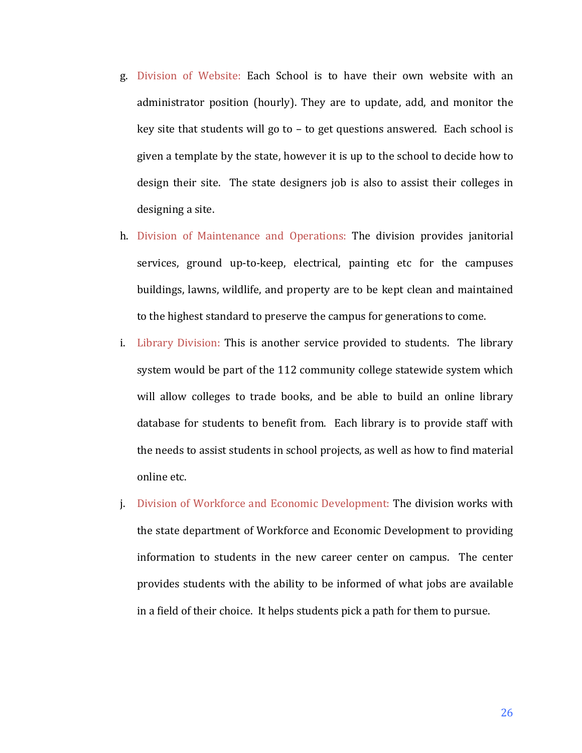g. Division of Website: Each School is to have their own website with an administrator position (hourly). They are to update, add, and monitor the key site that students will go to – to get questions answered. Each school is given a template by the state, however it is up to the school to decide how to design their site. The state designers job is also to assist their colleges in designing a site.

h. Division of Maintenance and Operations: The division provides janitorial services, ground up-to-keep, electrical, painting etc for the campuses buildings, lawns, wildlife, and property are to be kept clean and maintained to the highest standard to preserve the campus for generations to come.

i. Library Division: This is another service provided to students. The library system would be part of the 112 community college statewide system which will allow colleges to trade books, and be able to build an online library database for students to benefit from. Each library is to provide staff with the needs to assist students in school projects, as well as how to find material online etc.

j. Division of Workforce and Economic Development: The division works with the state department of Workforce and Economic Development to providing information to students in the new career center on campus. The center provides students with the ability to be informed of what jobs are available in a field of their choice. It helps students pick a path for them to pursue.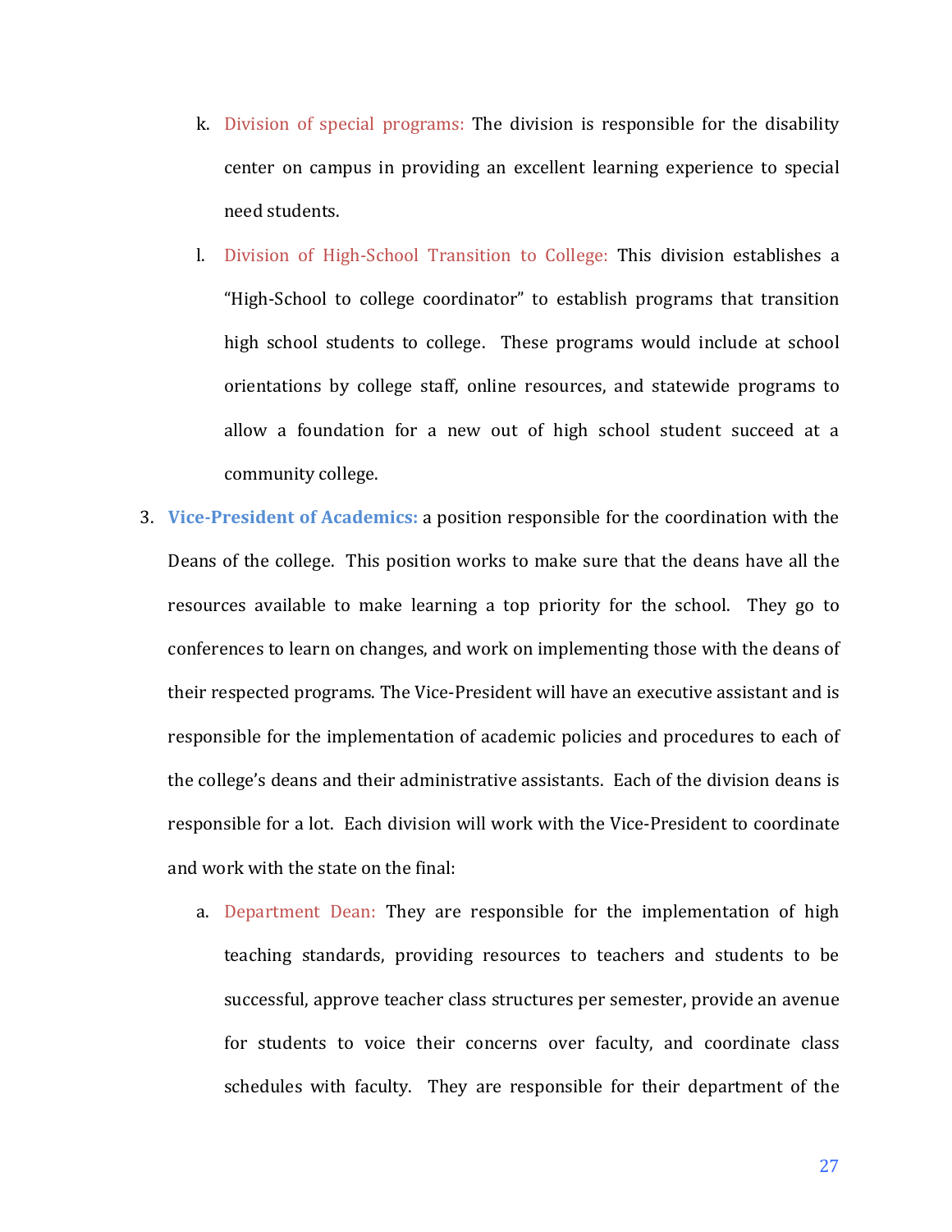k. Division of special programs: The division is responsible for the disability center on campus in providing an excellent learning experience to special need students.

   l. Division of High-School Transition to College: This division establishes a "High-School to college coordinator" to establish programs that transition high school students to college. These programs would include at school orientations by college staff, online resources, and statewide programs to allow a foundation for a new out of high school student succeed at a community college.

3. **Vice-President of Academics:** a position responsible for the coordination with the Deans of the college. This position works to make sure that the deans have all the resources available to make learning a top priority for the school. They go to conferences to learn on changes, and work on implementing those with the deans of their respected programs. The Vice-President will have an executive assistant and is responsible for the implementation of academic policies and procedures to each of the college's deans and their administrative assistants. Each of the division deans is responsible for a lot. Each division will work with the Vice-President to coordinate and work with the state on the final:

   a. Department Dean: They are responsible for the implementation of high teaching standards, providing resources to teachers and students to be successful, approve teacher class structures per semester, provide an avenue for students to voice their concerns over faculty, and coordinate class schedules with faculty. They are responsible for their department of the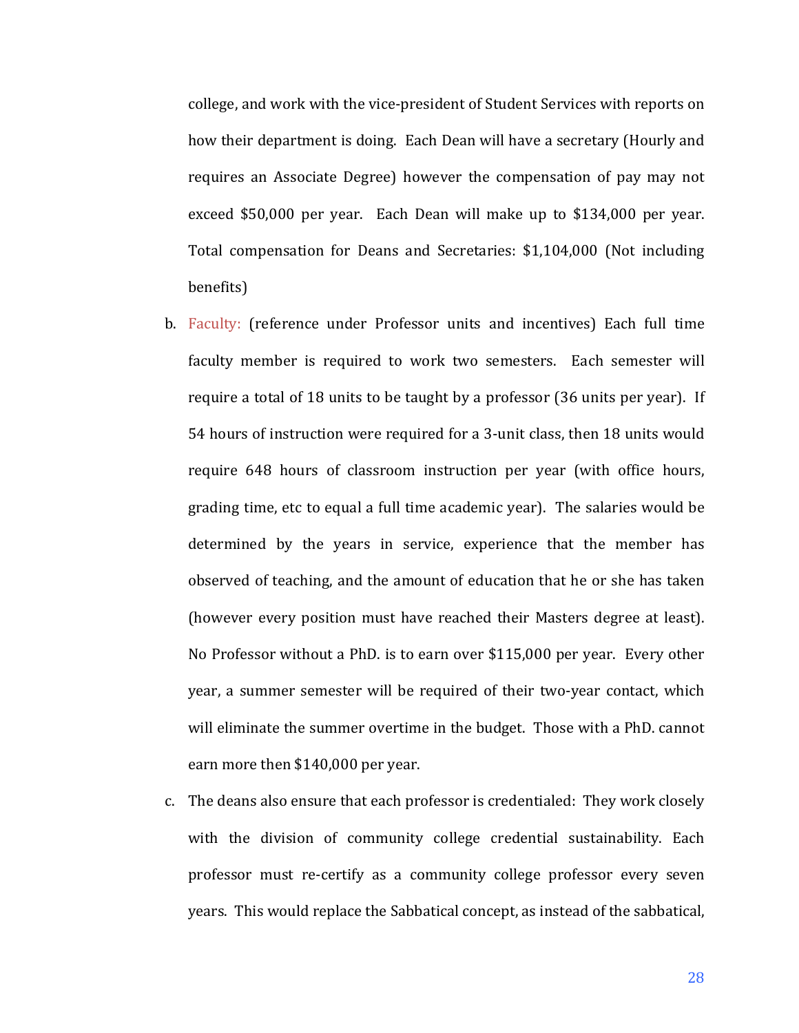college, and work with the vice-president of Student Services with reports on how their department is doing. Each Dean will have a secretary (Hourly and requires an Associate Degree) however the compensation of pay may not exceed $50,000 per year. Each Dean will make up to $134,000 per year. Total compensation for Deans and Secretaries: $1,104,000 (Not including benefits)

b. Faculty: (reference under Professor units and incentives) Each full time faculty member is required to work two semesters. Each semester will require a total of 18 units to be taught by a professor (36 units per year). If 54 hours of instruction were required for a 3-unit class, then 18 units would require 648 hours of classroom instruction per year (with office hours, grading time, etc to equal a full time academic year). The salaries would be determined by the years in service, experience that the member has observed of teaching, and the amount of education that he or she has taken (however every position must have reached their Masters degree at least). No Professor without a PhD. is to earn over $115,000 per year. Every other year, a summer semester will be required of their two-year contact, which will eliminate the summer overtime in the budget. Those with a PhD. cannot earn more then $140,000 per year.

c. The deans also ensure that each professor is credentialed: They work closely with the division of community college credential sustainability. Each professor must re-certify as a community college professor every seven years. This would replace the Sabbatical concept, as instead of the sabbatical,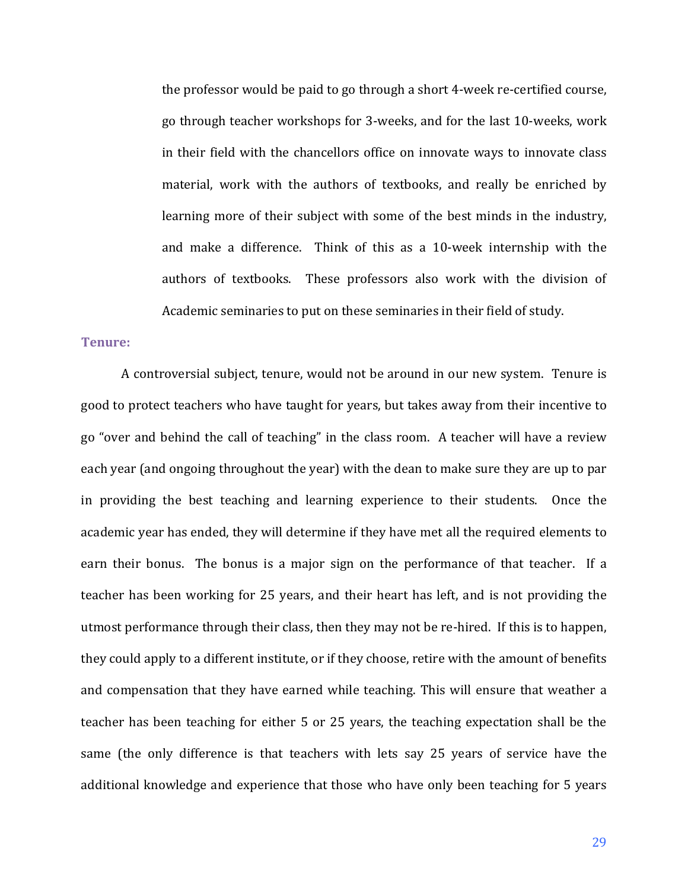the professor would be paid to go through a short 4-week re-certified course, go through teacher workshops for 3-weeks, and for the last 10-weeks, work in their field with the chancellors office on innovate ways to innovate class material, work with the authors of textbooks, and really be enriched by learning more of their subject with some of the best minds in the industry, and make a difference. Think of this as a 10-week internship with the authors of textbooks. These professors also work with the division of Academic seminaries to put on these seminaries in their field of study.

**Tenure:**

A controversial subject, tenure, would not be around in our new system. Tenure is good to protect teachers who have taught for years, but takes away from their incentive to go "over and behind the call of teaching" in the class room. A teacher will have a review each year (and ongoing throughout the year) with the dean to make sure they are up to par in providing the best teaching and learning experience to their students. Once the academic year has ended, they will determine if they have met all the required elements to earn their bonus. The bonus is a major sign on the performance of that teacher. If a teacher has been working for 25 years, and their heart has left, and is not providing the utmost performance through their class, then they may not be re-hired. If this is to happen, they could apply to a different institute, or if they choose, retire with the amount of benefits and compensation that they have earned while teaching. This will ensure that weather a teacher has been teaching for either 5 or 25 years, the teaching expectation shall be the same (the only difference is that teachers with lets say 25 years of service have the additional knowledge and experience that those who have only been teaching for 5 years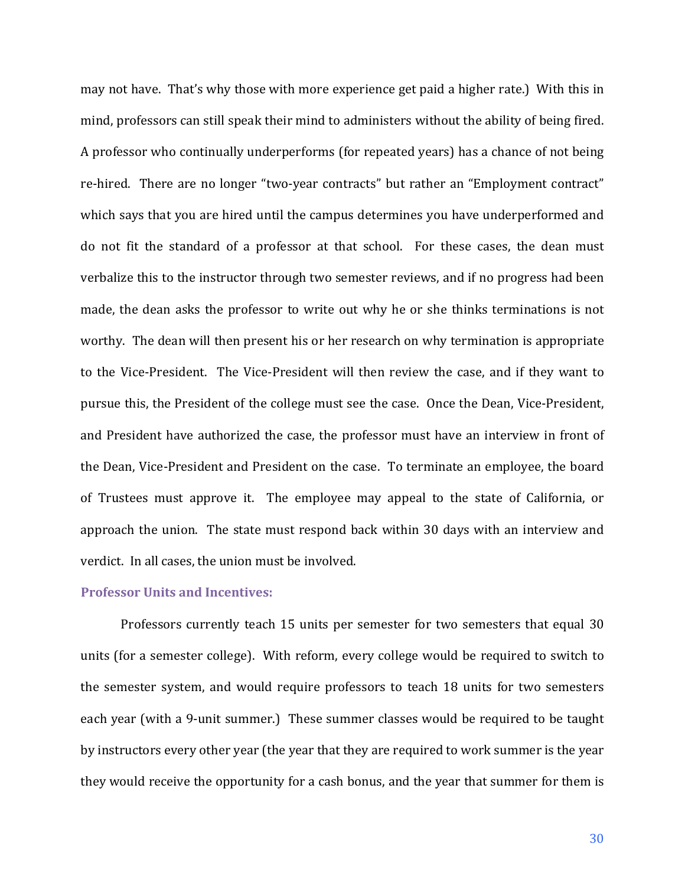may not have. That's why those with more experience get paid a higher rate.) With this in mind, professors can still speak their mind to administers without the ability of being fired. A professor who continually underperforms (for repeated years) has a chance of not being re-hired. There are no longer "two-year contracts" but rather an "Employment contract" which says that you are hired until the campus determines you have underperformed and do not fit the standard of a professor at that school. For these cases, the dean must verbalize this to the instructor through two semester reviews, and if no progress had been made, the dean asks the professor to write out why he or she thinks terminations is not worthy. The dean will then present his or her research on why termination is appropriate to the Vice-President. The Vice-President will then review the case, and if they want to pursue this, the President of the college must see the case. Once the Dean, Vice-President, and President have authorized the case, the professor must have an interview in front of the Dean, Vice-President and President on the case. To terminate an employee, the board of Trustees must approve it. The employee may appeal to the state of California, or approach the union. The state must respond back within 30 days with an interview and verdict. In all cases, the union must be involved.

### Professor Units and Incentives:

Professors currently teach 15 units per semester for two semesters that equal 30 units (for a semester college). With reform, every college would be required to switch to the semester system, and would require professors to teach 18 units for two semesters each year (with a 9-unit summer.) These summer classes would be required to be taught by instructors every other year (the year that they are required to work summer is the year they would receive the opportunity for a cash bonus, and the year that summer for them is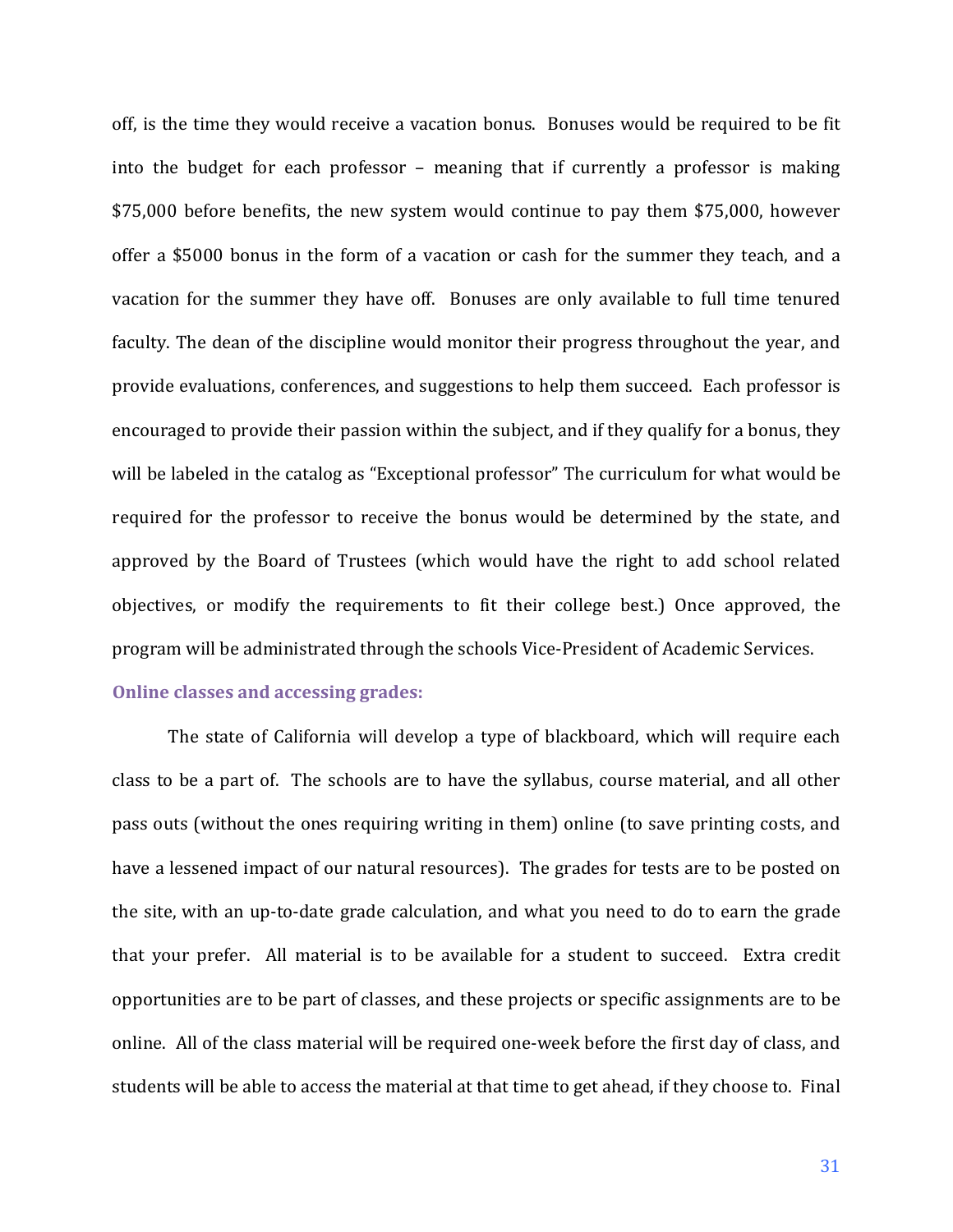off, is the time they would receive a vacation bonus. Bonuses would be required to be fit into the budget for each professor – meaning that if currently a professor is making $75,000 before benefits, the new system would continue to pay them $75,000, however offer a $5000 bonus in the form of a vacation or cash for the summer they teach, and a vacation for the summer they have off. Bonuses are only available to full time tenured faculty. The dean of the discipline would monitor their progress throughout the year, and provide evaluations, conferences, and suggestions to help them succeed. Each professor is encouraged to provide their passion within the subject, and if they qualify for a bonus, they will be labeled in the catalog as "Exceptional professor" The curriculum for what would be required for the professor to receive the bonus would be determined by the state, and approved by the Board of Trustees (which would have the right to add school related objectives, or modify the requirements to fit their college best.) Once approved, the program will be administrated through the schools Vice-President of Academic Services.

**Online classes and accessing grades:**

The state of California will develop a type of blackboard, which will require each class to be a part of. The schools are to have the syllabus, course material, and all other pass outs (without the ones requiring writing in them) online (to save printing costs, and have a lessened impact of our natural resources). The grades for tests are to be posted on the site, with an up-to-date grade calculation, and what you need to do to earn the grade that your prefer. All material is to be available for a student to succeed. Extra credit opportunities are to be part of classes, and these projects or specific assignments are to be online. All of the class material will be required one-week before the first day of class, and students will be able to access the material at that time to get ahead, if they choose to. Final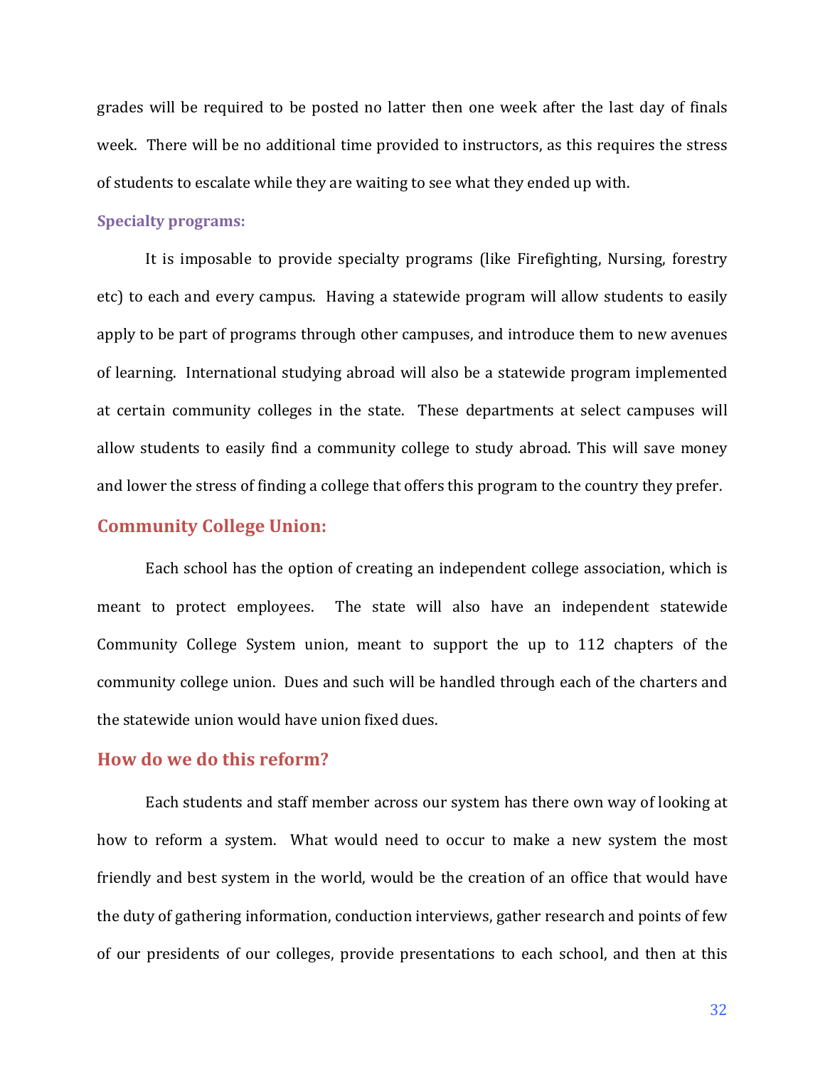grades will be required to be posted no latter then one week after the last day of finals week. There will be no additional time provided to instructors, as this requires the stress of students to escalate while they are waiting to see what they ended up with.

### Specialty programs:

It is imposable to provide specialty programs (like Firefighting, Nursing, forestry etc) to each and every campus. Having a statewide program will allow students to easily apply to be part of programs through other campuses, and introduce them to new avenues of learning. International studying abroad will also be a statewide program implemented at certain community colleges in the state. These departments at select campuses will allow students to easily find a community college to study abroad. This will save money and lower the stress of finding a college that offers this program to the country they prefer.

## Community College Union:

Each school has the option of creating an independent college association, which is meant to protect employees. The state will also have an independent statewide Community College System union, meant to support the up to 112 chapters of the community college union. Dues and such will be handled through each of the charters and the statewide union would have union fixed dues.

## How do we do this reform?

Each students and staff member across our system has there own way of looking at how to reform a system. What would need to occur to make a new system the most friendly and best system in the world, would be the creation of an office that would have the duty of gathering information, conduction interviews, gather research and points of few of our presidents of our colleges, provide presentations to each school, and then at this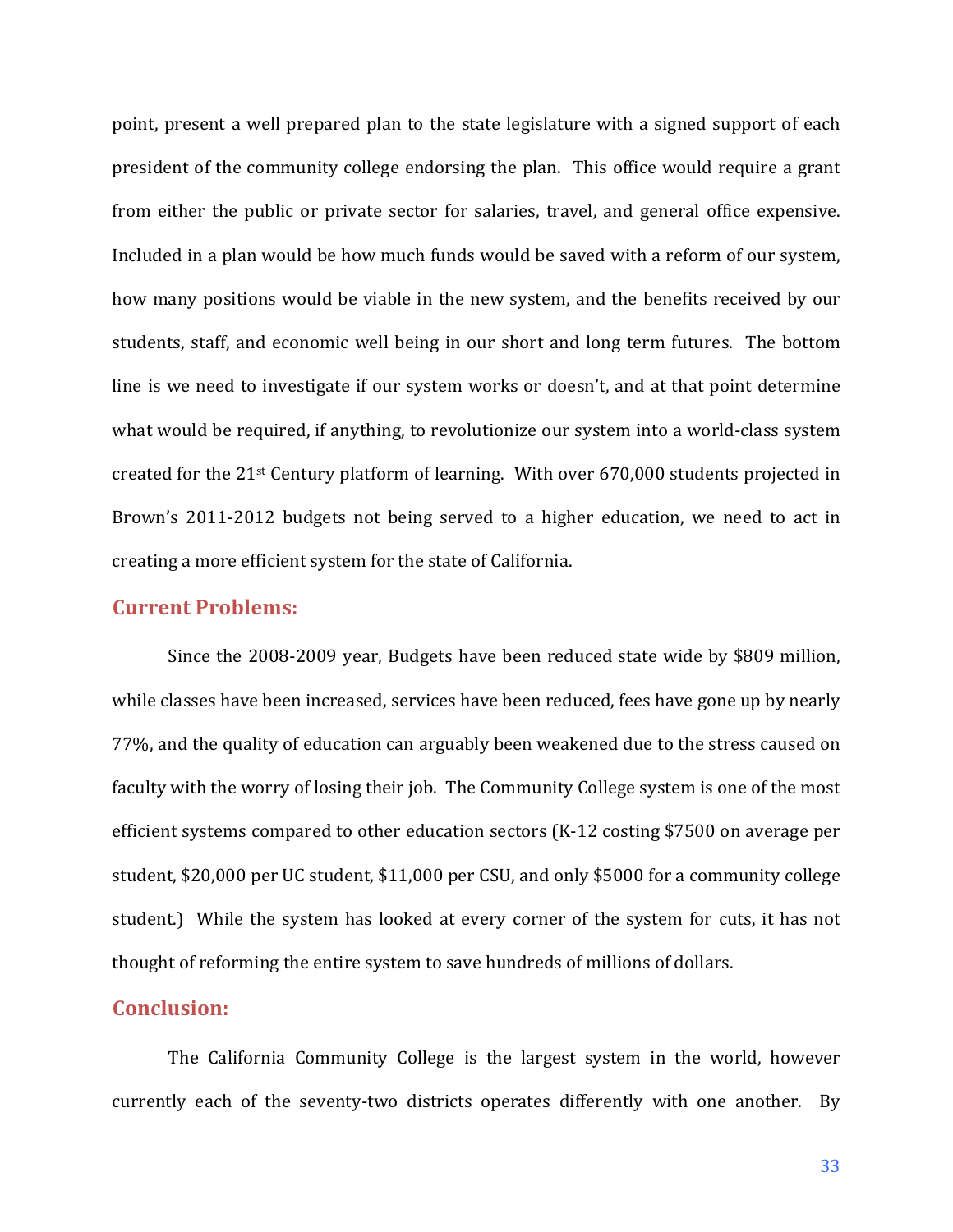point, present a well prepared plan to the state legislature with a signed support of each president of the community college endorsing the plan. This office would require a grant from either the public or private sector for salaries, travel, and general office expensive. Included in a plan would be how much funds would be saved with a reform of our system, how many positions would be viable in the new system, and the benefits received by our students, staff, and economic well being in our short and long term futures. The bottom line is we need to investigate if our system works or doesn't, and at that point determine what would be required, if anything, to revolutionize our system into a world-class system created for the 21st Century platform of learning. With over 670,000 students projected in Brown's 2011-2012 budgets not being served to a higher education, we need to act in creating a more efficient system for the state of California.

## Current Problems:

Since the 2008-2009 year, Budgets have been reduced state wide by $809 million, while classes have been increased, services have been reduced, fees have gone up by nearly 77%, and the quality of education can arguably been weakened due to the stress caused on faculty with the worry of losing their job. The Community College system is one of the most efficient systems compared to other education sectors (K-12 costing $7500 on average per student, $20,000 per UC student, $11,000 per CSU, and only $5000 for a community college student.) While the system has looked at every corner of the system for cuts, it has not thought of reforming the entire system to save hundreds of millions of dollars.

## Conclusion:

The California Community College is the largest system in the world, however currently each of the seventy-two districts operates differently with one another. By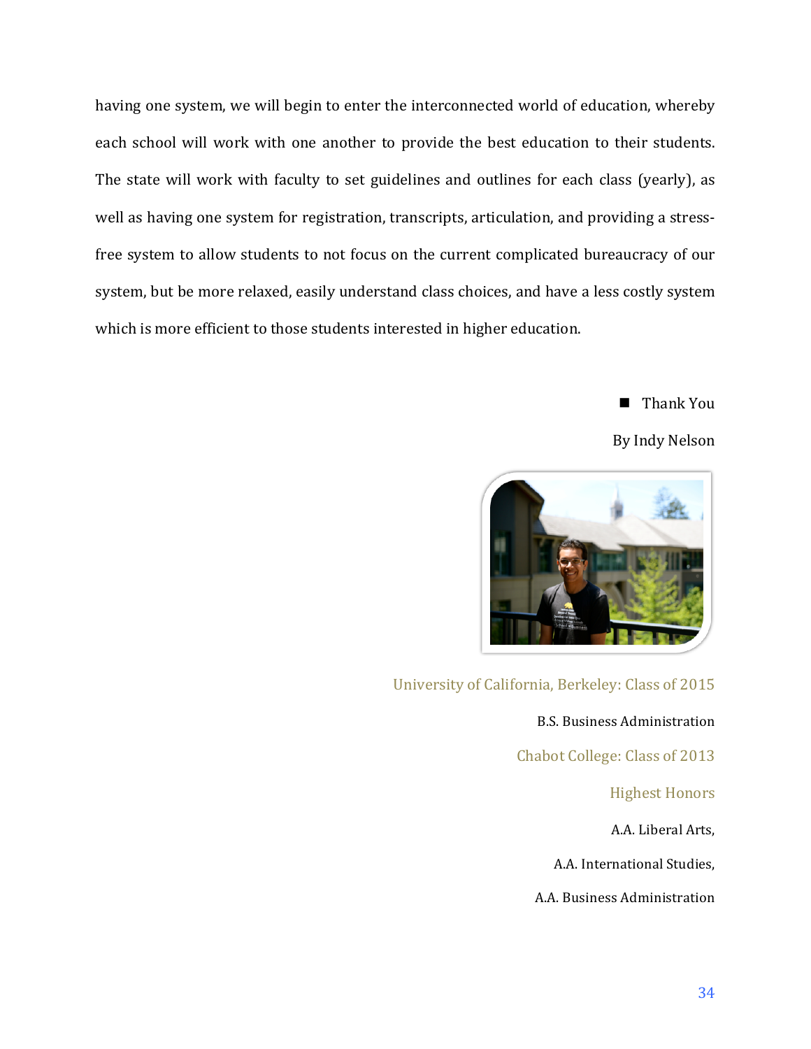having one system, we will begin to enter the interconnected world of education, whereby each school will work with one another to provide the best education to their students. The state will work with faculty to set guidelines and outlines for each class (yearly), as well as having one system for registration, transcripts, articulation, and providing a stress-free system to allow students to not focus on the current complicated bureaucracy of our system, but be more relaxed, easily understand class choices, and have a less costly system which is more efficient to those students interested in higher education.

- Thank You

By Indy Nelson

University of California, Berkeley: Class of 2015

B.S. Business Administration

Chabot College: Class of 2013

Highest Honors

A.A. Liberal Arts,

A.A. International Studies,

A.A. Business Administration